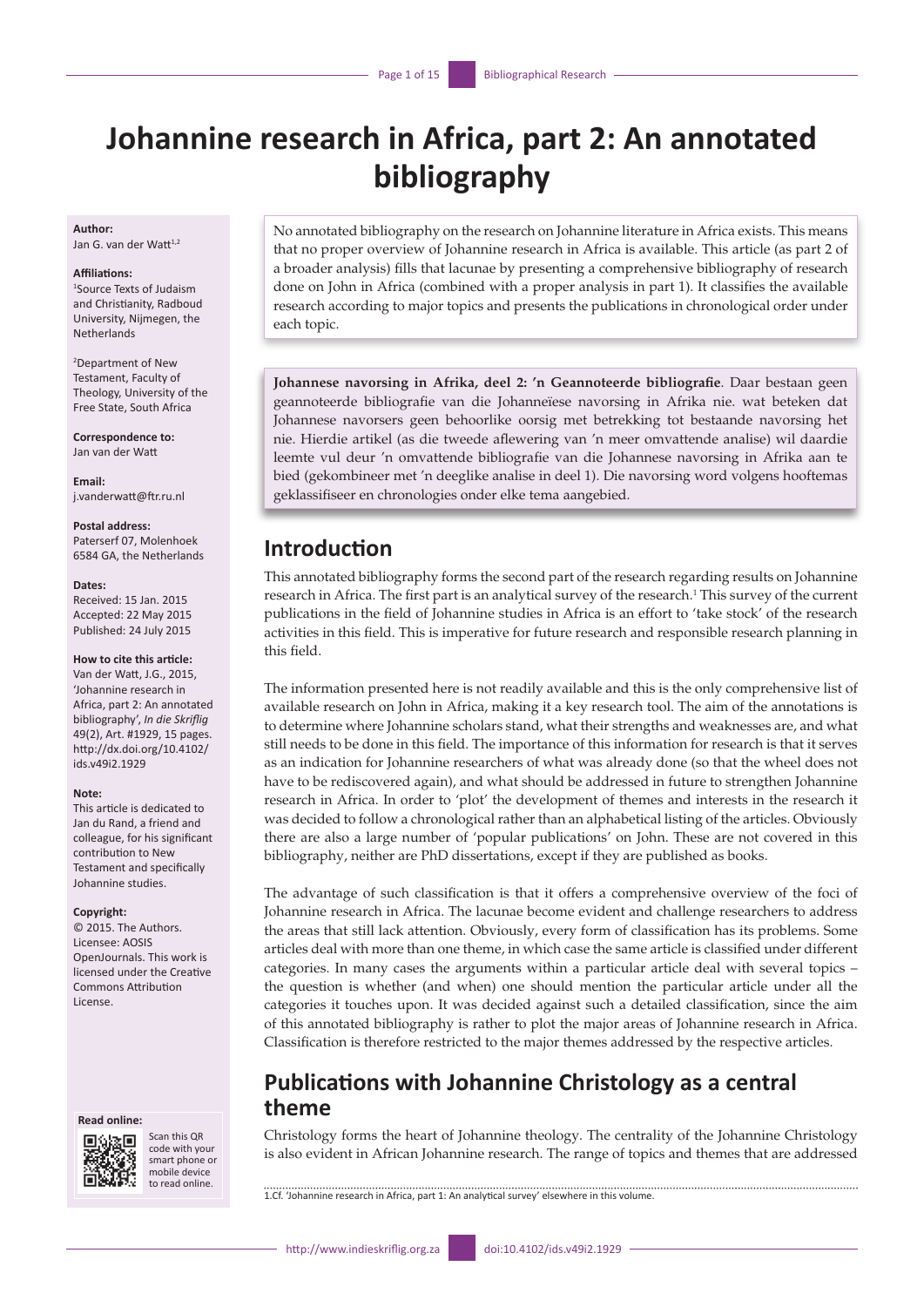# Johannine research in Africa, part 2: An annotated bibliography

**Author:**
Jan G. van der Watt[1,2]

**Affiliations:**
[1]Source Texts of Judaism and Christianity, Radboud University, Nijmegen, the Netherlands

[2]Department of New Testament, Faculty of Theology, University of the Free State, South Africa

**Correspondence to:**
Jan van der Watt

**Email:**
j.vanderwatt@ftr.ru.nl

**Postal address:**
Paterserf 07, Molenhoek 6584 GA, the Netherlands

**Dates:**
Received: 15 Jan. 2015
Accepted: 22 May 2015
Published: 24 July 2015

**How to cite this article:**
Van der Watt, J.G., 2015, 'Johannine research in Africa, part 2: An annotated bibliography', *In die Skriflig* 49(2), Art. #1929, 15 pages. http://dx.doi.org/10.4102/ids.v49i2.1929

**Note:**
This article is dedicated to Jan du Rand, a friend and colleague, for his significant contribution to New Testament and specifically Johannine studies.

**Copyright:**
© 2015. The Authors. Licensee: AOSIS OpenJournals. This work is licensed under the Creative Commons Attribution License.

**Read online:**
Scan this QR code with your smart phone or mobile device to read online.

No annotated bibliography on the research on Johannine literature in Africa exists. This means that no proper overview of Johannine research in Africa is available. This article (as part 2 of a broader analysis) fills that lacunae by presenting a comprehensive bibliography of research done on John in Africa (combined with a proper analysis in part 1). It classifies the available research according to major topics and presents the publications in chronological order under each topic.

**Johannese navorsing in Afrika, deel 2: 'n Geannoteerde bibliografie**. Daar bestaan geen geannoteerde bibliografie van die Johanneïese navorsing in Afrika nie. wat beteken dat Johannese navorsers geen behoorlike oorsig met betrekking tot bestaande navorsing het nie. Hierdie artikel (as die tweede aflewering van 'n meer omvattende analise) wil daardie leemte vul deur 'n omvattende bibliografie van die Johannese navorsing in Afrika aan te bied (gekombineer met 'n deeglike analise in deel 1). Die navorsing word volgens hooftemas geklassifiseer en chronologies onder elke tema aangebied.

## Introduction

This annotated bibliography forms the second part of the research regarding results on Johannine research in Africa. The first part is an analytical survey of the research.[1] This survey of the current publications in the field of Johannine studies in Africa is an effort to 'take stock' of the research activities in this field. This is imperative for future research and responsible research planning in this field.

The information presented here is not readily available and this is the only comprehensive list of available research on John in Africa, making it a key research tool. The aim of the annotations is to determine where Johannine scholars stand, what their strengths and weaknesses are, and what still needs to be done in this field. The importance of this information for research is that it serves as an indication for Johannine researchers of what was already done (so that the wheel does not have to be rediscovered again), and what should be addressed in future to strengthen Johannine research in Africa. In order to 'plot' the development of themes and interests in the research it was decided to follow a chronological rather than an alphabetical listing of the articles. Obviously there are also a large number of 'popular publications' on John. These are not covered in this bibliography, neither are PhD dissertations, except if they are published as books.

The advantage of such classification is that it offers a comprehensive overview of the foci of Johannine research in Africa. The lacunae become evident and challenge researchers to address the areas that still lack attention. Obviously, every form of classification has its problems. Some articles deal with more than one theme, in which case the same article is classified under different categories. In many cases the arguments within a particular article deal with several topics – the question is whether (and when) one should mention the particular article under all the categories it touches upon. It was decided against such a detailed classification, since the aim of this annotated bibliography is rather to plot the major areas of Johannine research in Africa. Classification is therefore restricted to the major themes addressed by the respective articles.

## Publications with Johannine Christology as a central theme

Christology forms the heart of Johannine theology. The centrality of the Johannine Christology is also evident in African Johannine research. The range of topics and themes that are addressed

1.Cf. 'Johannine research in Africa, part 1: An analytical survey' elsewhere in this volume.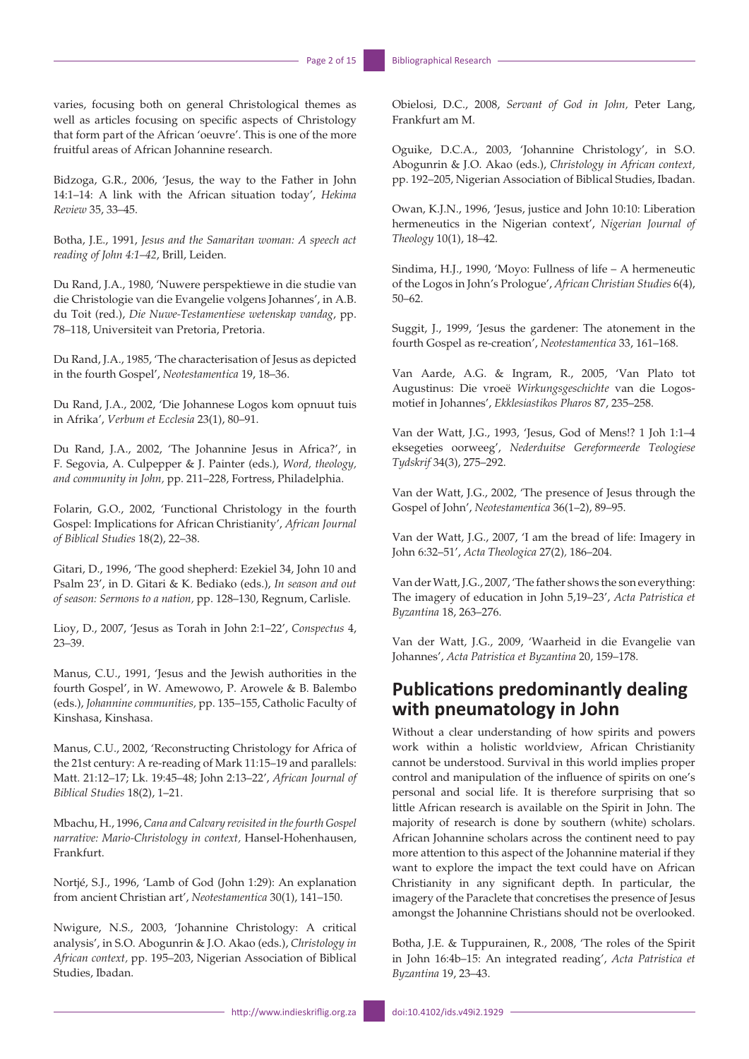varies, focusing both on general Christological themes as well as articles focusing on specific aspects of Christology that form part of the African 'oeuvre'. This is one of the more fruitful areas of African Johannine research.

Bidzoga, G.R., 2006, 'Jesus, the way to the Father in John 14:1–14: A link with the African situation today', *Hekima Review* 35, 33–45.

Botha, J.E., 1991, *Jesus and the Samaritan woman: A speech act reading of John 4:1–42*, Brill, Leiden.

Du Rand, J.A., 1980, 'Nuwere perspektiewe in die studie van die Christologie van die Evangelie volgens Johannes', in A.B. du Toit (red.), *Die Nuwe-Testamentiese wetenskap vandag*, pp. 78–118, Universiteit van Pretoria, Pretoria.

Du Rand, J.A., 1985, 'The characterisation of Jesus as depicted in the fourth Gospel', *Neotestamentica* 19, 18–36.

Du Rand, J.A., 2002, 'Die Johannese Logos kom opnuut tuis in Afrika', *Verbum et Ecclesia* 23(1), 80–91.

Du Rand, J.A., 2002, 'The Johannine Jesus in Africa?', in F. Segovia, A. Culpepper & J. Painter (eds.), *Word, theology, and community in John,* pp. 211–228, Fortress, Philadelphia.

Folarin, G.O., 2002, 'Functional Christology in the fourth Gospel: Implications for African Christianity', *African Journal of Biblical Studies* 18(2), 22–38.

Gitari, D., 1996, 'The good shepherd: Ezekiel 34, John 10 and Psalm 23', in D. Gitari & K. Bediako (eds.), *In season and out of season: Sermons to a nation,* pp. 128–130, Regnum, Carlisle.

Lioy, D., 2007, 'Jesus as Torah in John 2:1–22', *Conspectus* 4, 23–39.

Manus, C.U., 1991, 'Jesus and the Jewish authorities in the fourth Gospel', in W. Amewowo, P. Arowele & B. Balembo (eds.), *Johannine communities,* pp. 135–155, Catholic Faculty of Kinshasa, Kinshasa.

Manus, C.U., 2002, 'Reconstructing Christology for Africa of the 21st century: A re-reading of Mark 11:15–19 and parallels: Matt. 21:12–17; Lk. 19:45–48; John 2:13–22', *African Journal of Biblical Studies* 18(2), 1–21.

Mbachu, H., 1996, *Cana and Calvary revisited in the fourth Gospel narrative: Mario-Christology in context,* Hansel-Hohenhausen, Frankfurt.

Nortjé, S.J., 1996, 'Lamb of God (John 1:29): An explanation from ancient Christian art', *Neotestamentica* 30(1), 141–150.

Nwigure, N.S., 2003, 'Johannine Christology: A critical analysis', in S.O. Abogunrin & J.O. Akao (eds.), *Christology in African context,* pp. 195–203, Nigerian Association of Biblical Studies, Ibadan.

Obielosi, D.C., 2008, *Servant of God in John,* Peter Lang, Frankfurt am M.

Oguike, D.C.A., 2003, 'Johannine Christology', in S.O. Abogunrin & J.O. Akao (eds.), *Christology in African context*, pp. 192–205, Nigerian Association of Biblical Studies, Ibadan.

Owan, K.J.N., 1996, 'Jesus, justice and John 10:10: Liberation hermeneutics in the Nigerian context', *Nigerian Journal of Theology* 10(1), 18–42.

Sindima, H.J., 1990, 'Moyo: Fullness of life – A hermeneutic of the Logos in John's Prologue', *African Christian Studies* 6(4), 50–62.

Suggit, J., 1999, 'Jesus the gardener: The atonement in the fourth Gospel as re-creation', *Neotestamentica* 33, 161–168.

Van Aarde, A.G. & Ingram, R., 2005, 'Van Plato tot Augustinus: Die vroeë *Wirkungsgeschichte* van die Logos-motief in Johannes', *Ekklesiastikos Pharos* 87, 235–258.

Van der Watt, J.G., 1993, 'Jesus, God of Mens!? 1 Joh 1:1–4 eksegeties oorweeg', *Nederduitse Gereformeerde Teologiese Tydskrif* 34(3), 275–292.

Van der Watt, J.G., 2002, 'The presence of Jesus through the Gospel of John', *Neotestamentica* 36(1–2), 89–95.

Van der Watt, J.G., 2007, 'I am the bread of life: Imagery in John 6:32–51', *Acta Theologica* 27(2), 186–204.

Van der Watt, J.G., 2007, 'The father shows the son everything: The imagery of education in John 5,19–23', *Acta Patristica et Byzantina* 18, 263–276.

Van der Watt, J.G., 2009, 'Waarheid in die Evangelie van Johannes', *Acta Patristica et Byzantina* 20, 159–178.

## Publications predominantly dealing with pneumatology in John

Without a clear understanding of how spirits and powers work within a holistic worldview, African Christianity cannot be understood. Survival in this world implies proper control and manipulation of the influence of spirits on one's personal and social life. It is therefore surprising that so little African research is available on the Spirit in John. The majority of research is done by southern (white) scholars. African Johannine scholars across the continent need to pay more attention to this aspect of the Johannine material if they want to explore the impact the text could have on African Christianity in any significant depth. In particular, the imagery of the Paraclete that concretises the presence of Jesus amongst the Johannine Christians should not be overlooked.

Botha, J.E. & Tuppurainen, R., 2008, 'The roles of the Spirit in John 16:4b–15: An integrated reading', *Acta Patristica et Byzantina* 19, 23–43.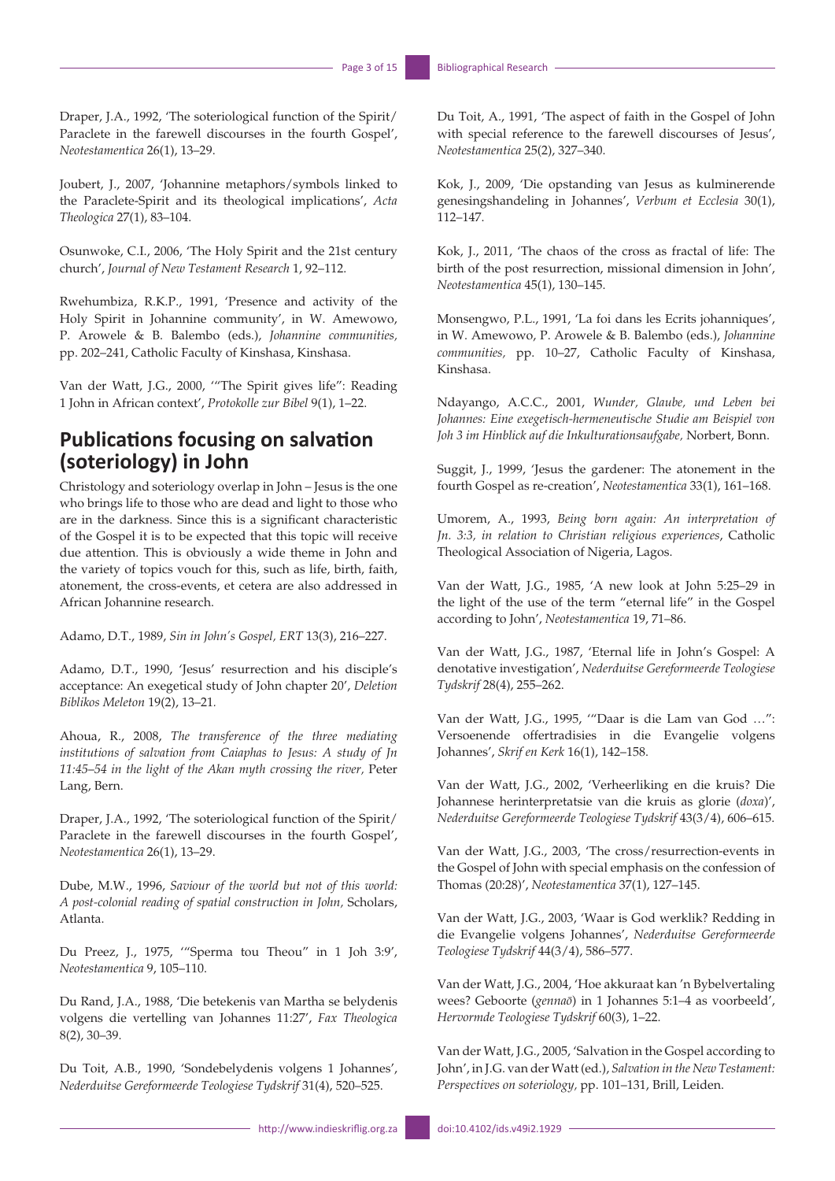Draper, J.A., 1992, 'The soteriological function of the Spirit/ Paraclete in the farewell discourses in the fourth Gospel', *Neotestamentica* 26(1), 13–29.

Joubert, J., 2007, 'Johannine metaphors/symbols linked to the Paraclete-Spirit and its theological implications', *Acta Theologica* 27(1), 83–104.

Osunwoke, C.I., 2006, 'The Holy Spirit and the 21st century church', *Journal of New Testament Research* 1, 92–112.

Rwehumbiza, R.K.P., 1991, 'Presence and activity of the Holy Spirit in Johannine community', in W. Amewowo, P. Arowele & B. Balembo (eds.), *Johannine communities,* pp. 202–241, Catholic Faculty of Kinshasa, Kinshasa.

Van der Watt, J.G., 2000, '"The Spirit gives life": Reading 1 John in African context', *Protokolle zur Bibel* 9(1), 1–22.

## Publications focusing on salvation (soteriology) in John

Christology and soteriology overlap in John – Jesus is the one who brings life to those who are dead and light to those who are in the darkness. Since this is a significant characteristic of the Gospel it is to be expected that this topic will receive due attention. This is obviously a wide theme in John and the variety of topics vouch for this, such as life, birth, faith, atonement, the cross-events, et cetera are also addressed in African Johannine research.

Adamo, D.T., 1989, *Sin in John's Gospel, ERT* 13(3), 216–227.

Adamo, D.T., 1990, 'Jesus' resurrection and his disciple's acceptance: An exegetical study of John chapter 20', *Deletion Biblikos Meleton* 19(2), 13–21.

Ahoua, R., 2008, *The transference of the three mediating institutions of salvation from Caiaphas to Jesus: A study of Jn 11:45–54 in the light of the Akan myth crossing the river,* Peter Lang, Bern.

Draper, J.A., 1992, 'The soteriological function of the Spirit/ Paraclete in the farewell discourses in the fourth Gospel', *Neotestamentica* 26(1), 13–29.

Dube, M.W., 1996, *Saviour of the world but not of this world: A post-colonial reading of spatial construction in John,* Scholars, Atlanta.

Du Preez, J., 1975, '"Sperma tou Theou" in 1 Joh 3:9', *Neotestamentica* 9, 105–110.

Du Rand, J.A., 1988, 'Die betekenis van Martha se belydenis volgens die vertelling van Johannes 11:27', *Fax Theologica* 8(2), 30–39.

Du Toit, A.B., 1990, 'Sondebelydenis volgens 1 Johannes', *Nederduitse Gereformeerde Teologiese Tydskrif* 31(4), 520–525.

Du Toit, A., 1991, 'The aspect of faith in the Gospel of John with special reference to the farewell discourses of Jesus', *Neotestamentica* 25(2), 327–340.

Kok, J., 2009, 'Die opstanding van Jesus as kulminerende genesingshandeling in Johannes', *Verbum et Ecclesia* 30(1), 112–147.

Kok, J., 2011, 'The chaos of the cross as fractal of life: The birth of the post resurrection, missional dimension in John', *Neotestamentica* 45(1), 130–145.

Monsengwo, P.L., 1991, 'La foi dans les Ecrits johanniques', in W. Amewowo, P. Arowele & B. Balembo (eds.), *Johannine communities,* pp. 10–27, Catholic Faculty of Kinshasa, Kinshasa.

Ndayango, A.C.C., 2001, *Wunder, Glaube, und Leben bei Johannes: Eine exegetisch-hermeneutische Studie am Beispiel von Joh 3 im Hinblick auf die Inkulturationsaufgabe,* Norbert, Bonn.

Suggit, J., 1999, 'Jesus the gardener: The atonement in the fourth Gospel as re-creation', *Neotestamentica* 33(1), 161–168.

Umorem, A., 1993, *Being born again: An interpretation of Jn. 3:3, in relation to Christian religious experiences*, Catholic Theological Association of Nigeria, Lagos.

Van der Watt, J.G., 1985, 'A new look at John 5:25–29 in the light of the use of the term "eternal life" in the Gospel according to John', *Neotestamentica* 19, 71–86.

Van der Watt, J.G., 1987, 'Eternal life in John's Gospel: A denotative investigation', *Nederduitse Gereformeerde Teologiese Tydskrif* 28(4), 255–262.

Van der Watt, J.G., 1995, '"Daar is die Lam van God …": Versoenende offertradisies in die Evangelie volgens Johannes', *Skrif en Kerk* 16(1), 142–158.

Van der Watt, J.G., 2002, 'Verheerliking en die kruis? Die Johannese herinterpretatsie van die kruis as glorie (*doxa*)', *Nederduitse Gereformeerde Teologiese Tydskrif* 43(3/4), 606–615.

Van der Watt, J.G., 2003, 'The cross/resurrection-events in the Gospel of John with special emphasis on the confession of Thomas (20:28)', *Neotestamentica* 37(1), 127–145.

Van der Watt, J.G., 2003, 'Waar is God werklik? Redding in die Evangelie volgens Johannes', *Nederduitse Gereformeerde Teologiese Tydskrif* 44(3/4), 586–577.

Van der Watt, J.G., 2004, 'Hoe akkuraat kan 'n Bybelvertaling wees? Geboorte (*gennaō*) in 1 Johannes 5:1–4 as voorbeeld', *Hervormde Teologiese Tydskrif* 60(3), 1–22.

Van der Watt, J.G., 2005, 'Salvation in the Gospel according to John', in J.G. van der Watt (ed.), *Salvation in the New Testament: Perspectives on soteriology,* pp. 101–131, Brill, Leiden.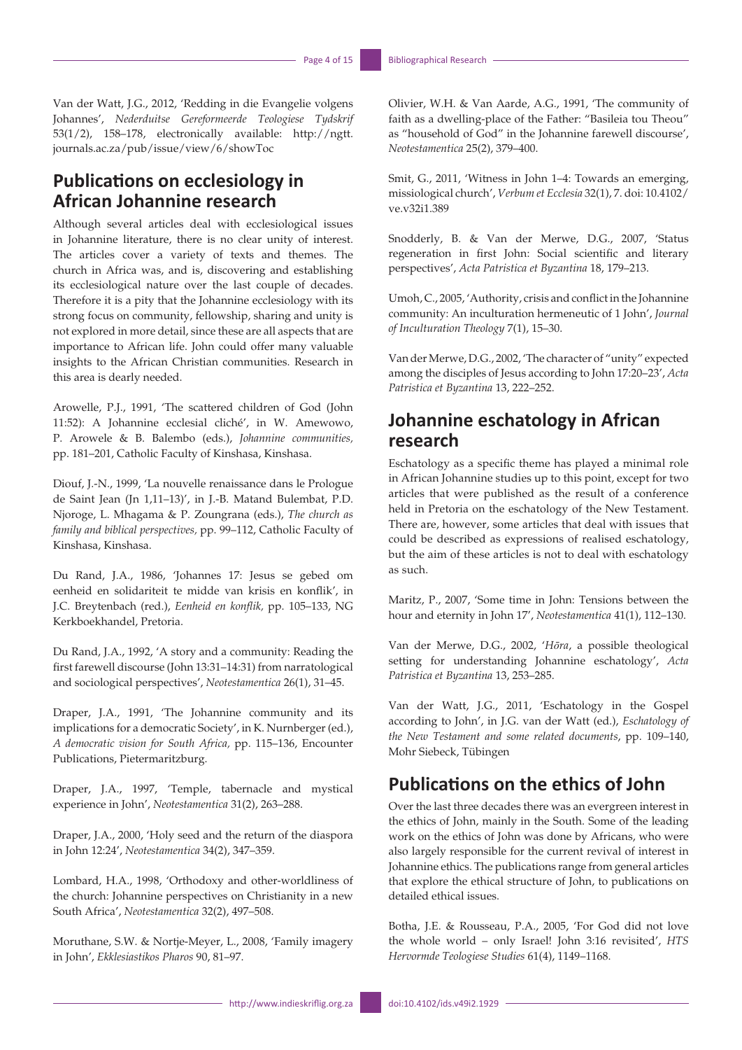Van der Watt, J.G., 2012, 'Redding in die Evangelie volgens Johannes', *Nederduitse Gereformeerde Teologiese Tydskrif* 53(1/2), 158–178, electronically available: http://ngtt.journals.ac.za/pub/issue/view/6/showToc

## Publications on ecclesiology in African Johannine research

Although several articles deal with ecclesiological issues in Johannine literature, there is no clear unity of interest. The articles cover a variety of texts and themes. The church in Africa was, and is, discovering and establishing its ecclesiological nature over the last couple of decades. Therefore it is a pity that the Johannine ecclesiology with its strong focus on community, fellowship, sharing and unity is not explored in more detail, since these are all aspects that are importance to African life. John could offer many valuable insights to the African Christian communities. Research in this area is dearly needed.

Arowelle, P.J., 1991, 'The scattered children of God (John 11:52): A Johannine ecclesial cliché', in W. Amewowo, P. Arowele & B. Balembo (eds.), *Johannine communities,* pp. 181–201, Catholic Faculty of Kinshasa, Kinshasa.

Diouf, J.-N., 1999, 'La nouvelle renaissance dans le Prologue de Saint Jean (Jn 1,11–13)', in J.-B. Matand Bulembat, P.D. Njoroge, L. Mhagama & P. Zoungrana (eds.), *The church as family and biblical perspectives,* pp. 99–112, Catholic Faculty of Kinshasa, Kinshasa.

Du Rand, J.A., 1986, 'Johannes 17: Jesus se gebed om eenheid en solidariteit te midde van krisis en konflik', in J.C. Breytenbach (red.), *Eenheid en konflik,* pp. 105–133, NG Kerkboekhandel, Pretoria.

Du Rand, J.A., 1992, 'A story and a community: Reading the first farewell discourse (John 13:31–14:31) from narratological and sociological perspectives', *Neotestamentica* 26(1), 31–45.

Draper, J.A., 1991, 'The Johannine community and its implications for a democratic Society', in K. Nurnberger (ed.), *A democratic vision for South Africa,* pp. 115–136, Encounter Publications, Pietermaritzburg.

Draper, J.A., 1997, 'Temple, tabernacle and mystical experience in John', *Neotestamentica* 31(2), 263–288.

Draper, J.A., 2000, 'Holy seed and the return of the diaspora in John 12:24', *Neotestamentica* 34(2), 347–359.

Lombard, H.A., 1998, 'Orthodoxy and other-worldliness of the church: Johannine perspectives on Christianity in a new South Africa', *Neotestamentica* 32(2), 497–508.

Moruthane, S.W. & Nortje-Meyer, L., 2008, 'Family imagery in John', *Ekklesiastikos Pharos* 90, 81–97.

Olivier, W.H. & Van Aarde, A.G., 1991, 'The community of faith as a dwelling-place of the Father: "Basileia tou Theou" as "household of God" in the Johannine farewell discourse', *Neotestamentica* 25(2), 379–400.

Smit, G., 2011, 'Witness in John 1–4: Towards an emerging, missiological church', *Verbum et Ecclesia* 32(1), 7. doi: 10.4102/ve.v32i1.389

Snodderly, B. & Van der Merwe, D.G., 2007, 'Status regeneration in first John: Social scientific and literary perspectives', *Acta Patristica et Byzantina* 18, 179–213.

Umoh, C., 2005, 'Authority, crisis and conflict in the Johannine community: An inculturation hermeneutic of 1 John', *Journal of Inculturation Theology* 7(1), 15–30.

Van der Merwe, D.G., 2002, 'The character of "unity" expected among the disciples of Jesus according to John 17:20–23', *Acta Patristica et Byzantina* 13, 222–252.

## Johannine eschatology in African research

Eschatology as a specific theme has played a minimal role in African Johannine studies up to this point, except for two articles that were published as the result of a conference held in Pretoria on the eschatology of the New Testament. There are, however, some articles that deal with issues that could be described as expressions of realised eschatology, but the aim of these articles is not to deal with eschatology as such.

Maritz, P., 2007, 'Some time in John: Tensions between the hour and eternity in John 17', *Neotestamentica* 41(1), 112–130.

Van der Merwe, D.G., 2002, '*Hōra*, a possible theological setting for understanding Johannine eschatology', *Acta Patristica et Byzantina* 13, 253–285.

Van der Watt, J.G., 2011, 'Eschatology in the Gospel according to John', in J.G. van der Watt (ed.), *Eschatology of the New Testament and some related documents*, pp. 109–140, Mohr Siebeck, Tübingen

## Publications on the ethics of John

Over the last three decades there was an evergreen interest in the ethics of John, mainly in the South. Some of the leading work on the ethics of John was done by Africans, who were also largely responsible for the current revival of interest in Johannine ethics. The publications range from general articles that explore the ethical structure of John, to publications on detailed ethical issues.

Botha, J.E. & Rousseau, P.A., 2005, 'For God did not love the whole world – only Israel! John 3:16 revisited', *HTS Hervormde Teologiese Studies* 61(4), 1149–1168.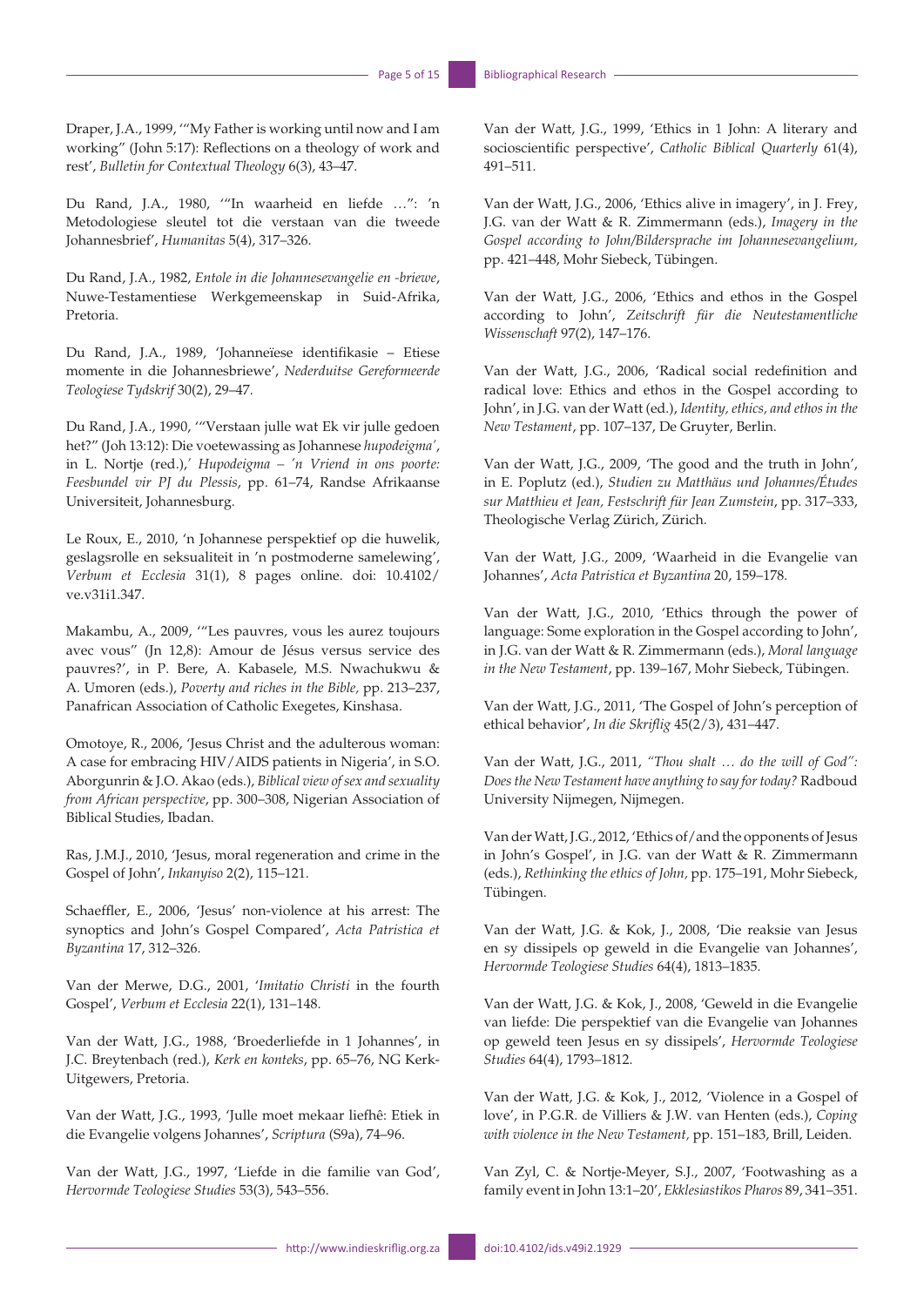Draper, J.A., 1999, '"My Father is working until now and I am working" (John 5:17): Reflections on a theology of work and rest', *Bulletin for Contextual Theology* 6(3), 43–47.

Du Rand, J.A., 1980, '"In waarheid en liefde …": 'n Metodologiese sleutel tot die verstaan van die tweede Johannesbrief', *Humanitas* 5(4), 317–326.

Du Rand, J.A., 1982, *Entole in die Johannesevangelie en -briewe*, Nuwe-Testamentiese Werkgemeenskap in Suid-Afrika, Pretoria.

Du Rand, J.A., 1989, 'Johanneïese identifikasie – Etiese momente in die Johannesbriewe', *Nederduitse Gereformeerde Teologiese Tydskrif* 30(2), 29–47.

Du Rand, J.A., 1990, '"Verstaan julle wat Ek vir julle gedoen het?" (Joh 13:12): Die voetewassing as Johannese *hupodeigma*', in L. Nortje (red.),*' Hupodeigma – 'n Vriend in ons poorte: Feesbundel vir PJ du Plessis*, pp. 61–74, Randse Afrikaanse Universiteit, Johannesburg.

Le Roux, E., 2010, 'n Johannese perspektief op die huwelik, geslagsrolle en seksualiteit in 'n postmoderne samelewing', *Verbum et Ecclesia* 31(1), 8 pages online. doi: 10.4102/ve.v31i1.347.

Makambu, A., 2009, '"Les pauvres, vous les aurez toujours avec vous" (Jn 12,8): Amour de Jésus versus service des pauvres?', in P. Bere, A. Kabasele, M.S. Nwachukwu & A. Umoren (eds.), *Poverty and riches in the Bible,* pp. 213–237, Panafrican Association of Catholic Exegetes, Kinshasa.

Omotoye, R., 2006, 'Jesus Christ and the adulterous woman: A case for embracing HIV/AIDS patients in Nigeria', in S.O. Aborgunrin & J.O. Akao (eds.), *Biblical view of sex and sexuality from African perspective*, pp. 300–308, Nigerian Association of Biblical Studies, Ibadan.

Ras, J.M.J., 2010, 'Jesus, moral regeneration and crime in the Gospel of John', *Inkanyiso* 2(2), 115–121.

Schaeffler, E., 2006, 'Jesus' non-violence at his arrest: The synoptics and John's Gospel Compared', *Acta Patristica et Byzantina* 17, 312–326.

Van der Merwe, D.G., 2001, '*Imitatio Christi* in the fourth Gospel', *Verbum et Ecclesia* 22(1), 131–148.

Van der Watt, J.G., 1988, 'Broederliefde in 1 Johannes', in J.C. Breytenbach (red.), *Kerk en konteks*, pp. 65–76, NG Kerk-Uitgewers, Pretoria.

Van der Watt, J.G., 1993, 'Julle moet mekaar liefhê: Etiek in die Evangelie volgens Johannes', *Scriptura* (S9a), 74–96.

Van der Watt, J.G., 1997, 'Liefde in die familie van God', *Hervormde Teologiese Studies* 53(3), 543–556.

Van der Watt, J.G., 1999, 'Ethics in 1 John: A literary and socioscientific perspective', *Catholic Biblical Quarterly* 61(4), 491–511.

Van der Watt, J.G., 2006, 'Ethics alive in imagery', in J. Frey, J.G. van der Watt & R. Zimmermann (eds.), *Imagery in the Gospel according to John/Bildersprache im Johannesevangelium*, pp. 421–448, Mohr Siebeck, Tübingen.

Van der Watt, J.G., 2006, 'Ethics and ethos in the Gospel according to John', *Zeitschrift für die Neutestamentliche Wissenschaft* 97(2), 147–176.

Van der Watt, J.G., 2006, 'Radical social redefinition and radical love: Ethics and ethos in the Gospel according to John', in J.G. van der Watt (ed.), *Identity, ethics, and ethos in the New Testament*, pp. 107–137, De Gruyter, Berlin.

Van der Watt, J.G., 2009, 'The good and the truth in John', in E. Poplutz (ed.), *Studien zu Matthäus und Johannes/Études sur Matthieu et Jean, Festschrift für Jean Zumstein*, pp. 317–333, Theologische Verlag Zürich, Zürich.

Van der Watt, J.G., 2009, 'Waarheid in die Evangelie van Johannes', *Acta Patristica et Byzantina* 20, 159–178.

Van der Watt, J.G., 2010, 'Ethics through the power of language: Some exploration in the Gospel according to John', in J.G. van der Watt & R. Zimmermann (eds.), *Moral language in the New Testament*, pp. 139–167, Mohr Siebeck, Tübingen.

Van der Watt, J.G., 2011, 'The Gospel of John's perception of ethical behavior', *In die Skriflig* 45(2/3), 431–447.

Van der Watt, J.G., 2011, *"Thou shalt … do the will of God": Does the New Testament have anything to say for today?* Radboud University Nijmegen, Nijmegen.

Van der Watt, J.G., 2012, 'Ethics of/and the opponents of Jesus in John's Gospel', in J.G. van der Watt & R. Zimmermann (eds.), *Rethinking the ethics of John,* pp. 175–191, Mohr Siebeck, Tübingen.

Van der Watt, J.G. & Kok, J., 2008, 'Die reaksie van Jesus en sy dissipels op geweld in die Evangelie van Johannes', *Hervormde Teologiese Studies* 64(4), 1813–1835.

Van der Watt, J.G. & Kok, J., 2008, 'Geweld in die Evangelie van liefde: Die perspektief van die Evangelie van Johannes op geweld teen Jesus en sy dissipels', *Hervormde Teologiese Studies* 64(4), 1793–1812.

Van der Watt, J.G. & Kok, J., 2012, 'Violence in a Gospel of love', in P.G.R. de Villiers & J.W. van Henten (eds.), *Coping with violence in the New Testament,* pp. 151–183, Brill, Leiden.

Van Zyl, C. & Nortje-Meyer, S.J., 2007, 'Footwashing as a family event in John 13:1–20', *Ekklesiastikos Pharos* 89, 341–351.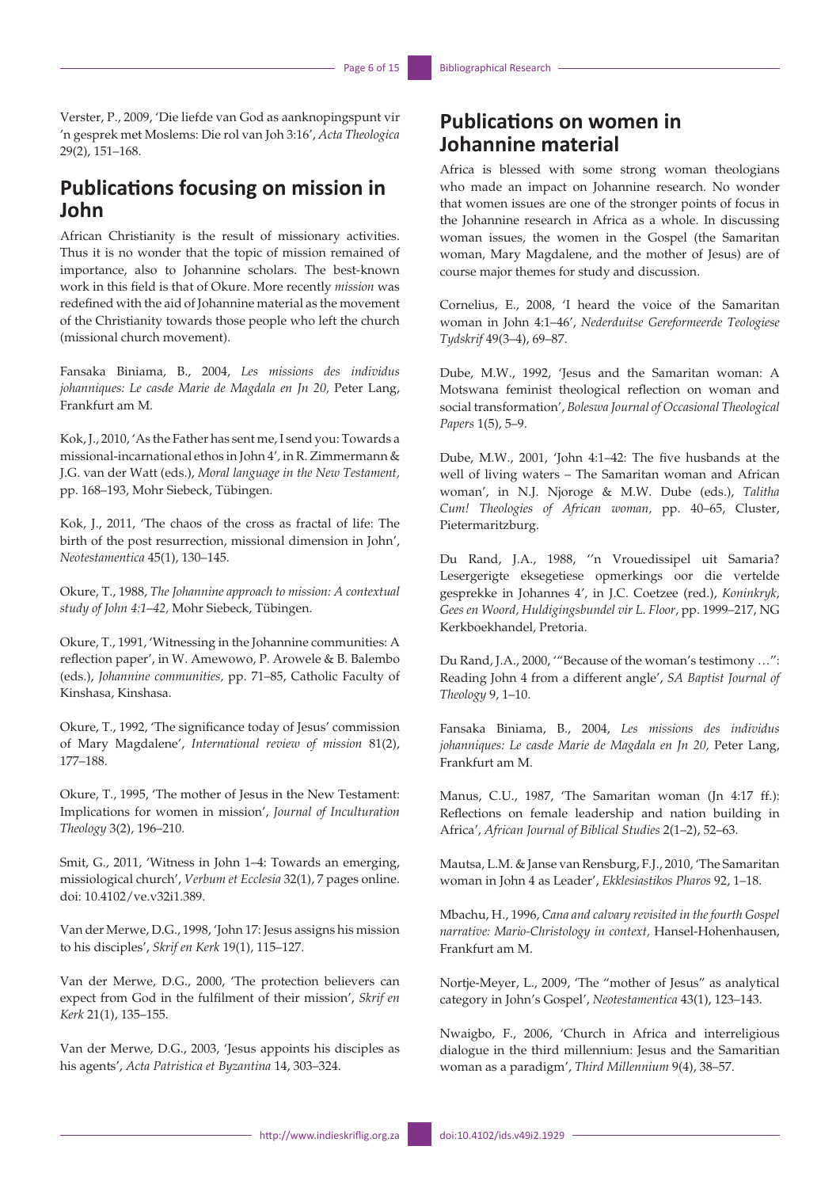Verster, P., 2009, 'Die liefde van God as aanknopingspunt vir 'n gesprek met Moslems: Die rol van Joh 3:16', *Acta Theologica* 29(2), 151–168.

## Publications focusing on mission in John

African Christianity is the result of missionary activities. Thus it is no wonder that the topic of mission remained of importance, also to Johannine scholars. The best-known work in this field is that of Okure. More recently *mission* was redefined with the aid of Johannine material as the movement of the Christianity towards those people who left the church (missional church movement).

Fansaka Biniama, B., 2004, *Les missions des individus johanniques: Le casde Marie de Magdala en Jn 20,* Peter Lang, Frankfurt am M.

Kok, J., 2010, 'As the Father has sent me, I send you: Towards a missional-incarnational ethos in John 4', in R. Zimmermann & J.G. van der Watt (eds.), *Moral language in the New Testament,* pp. 168–193, Mohr Siebeck, Tübingen.

Kok, J., 2011, 'The chaos of the cross as fractal of life: The birth of the post resurrection, missional dimension in John', *Neotestamentica* 45(1), 130–145.

Okure, T., 1988, *The Johannine approach to mission: A contextual study of John 4:1–42,* Mohr Siebeck, Tübingen.

Okure, T., 1991, 'Witnessing in the Johannine communities: A reflection paper', in W. Amewowo, P. Arowele & B. Balembo (eds.), *Johannine communities,* pp. 71–85, Catholic Faculty of Kinshasa, Kinshasa.

Okure, T., 1992, 'The significance today of Jesus' commission of Mary Magdalene', *International review of mission* 81(2), 177–188.

Okure, T., 1995, 'The mother of Jesus in the New Testament: Implications for women in mission', *Journal of Inculturation Theology* 3(2), 196–210.

Smit, G., 2011, 'Witness in John 1–4: Towards an emerging, missiological church', *Verbum et Ecclesia* 32(1), 7 pages online. doi: 10.4102/ve.v32i1.389.

Van der Merwe, D.G., 1998, 'John 17: Jesus assigns his mission to his disciples', *Skrif en Kerk* 19(1), 115–127.

Van der Merwe, D.G., 2000, 'The protection believers can expect from God in the fulfilment of their mission', *Skrif en Kerk* 21(1), 135–155.

Van der Merwe, D.G., 2003, 'Jesus appoints his disciples as his agents', *Acta Patristica et Byzantina* 14, 303–324.

## Publications on women in Johannine material

Africa is blessed with some strong woman theologians who made an impact on Johannine research. No wonder that women issues are one of the stronger points of focus in the Johannine research in Africa as a whole. In discussing woman issues, the women in the Gospel (the Samaritan woman, Mary Magdalene, and the mother of Jesus) are of course major themes for study and discussion.

Cornelius, E., 2008, 'I heard the voice of the Samaritan woman in John 4:1–46', *Nederduitse Gereformeerde Teologiese Tydskrif* 49(3–4), 69–87.

Dube, M.W., 1992, 'Jesus and the Samaritan woman: A Motswana feminist theological reflection on woman and social transformation', *Boleswa Journal of Occasional Theological Papers* 1(5), 5–9.

Dube, M.W., 2001, 'John 4:1–42: The five husbands at the well of living waters – The Samaritan woman and African woman', in N.J. Njoroge & M.W. Dube (eds.), *Talitha Cum! Theologies of African woman,* pp. 40–65, Cluster, Pietermaritzburg.

Du Rand, J.A., 1988, ''n Vrouedissipel uit Samaria? Lesergerigte eksegetiese opmerkings oor die vertelde gesprekke in Johannes 4', in J.C. Coetzee (red.), *Koninkryk, Gees en Woord, Huldigingsbundel vir L. Floor*, pp. 1999–217, NG Kerkboekhandel, Pretoria.

Du Rand, J.A., 2000, '"Because of the woman's testimony …": Reading John 4 from a different angle', *SA Baptist Journal of Theology* 9, 1–10.

Fansaka Biniama, B., 2004, *Les missions des individus johanniques: Le casde Marie de Magdala en Jn 20,* Peter Lang, Frankfurt am M.

Manus, C.U., 1987, 'The Samaritan woman (Jn 4:17 ff.): Reflections on female leadership and nation building in Africa', *African Journal of Biblical Studies* 2(1–2), 52–63.

Mautsa, L.M. & Janse van Rensburg, F.J., 2010, 'The Samaritan woman in John 4 as Leader', *Ekklesiastikos Pharos* 92, 1–18.

Mbachu, H., 1996, *Cana and calvary revisited in the fourth Gospel narrative: Mario-Christology in context,* Hansel-Hohenhausen, Frankfurt am M.

Nortje-Meyer, L., 2009, 'The "mother of Jesus" as analytical category in John's Gospel', *Neotestamentica* 43(1), 123–143.

Nwaigbo, F., 2006, 'Church in Africa and interreligious dialogue in the third millennium: Jesus and the Samaritian woman as a paradigm', *Third Millennium* 9(4), 38–57.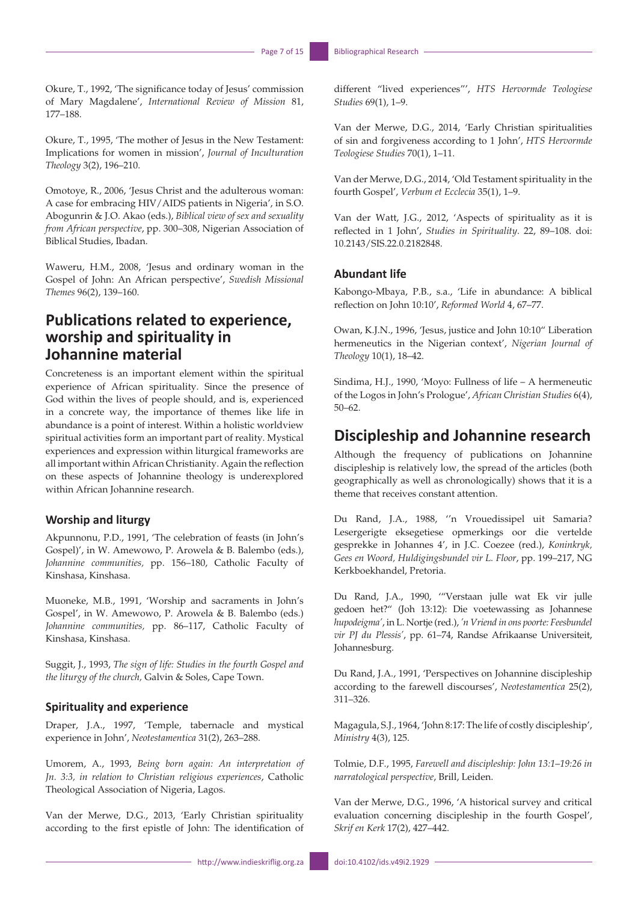Okure, T., 1992, 'The significance today of Jesus' commission of Mary Magdalene', *International Review of Mission* 81, 177–188.

Okure, T., 1995, 'The mother of Jesus in the New Testament: Implications for women in mission', *Journal of Inculturation Theology* 3(2), 196–210.

Omotoye, R., 2006, 'Jesus Christ and the adulterous woman: A case for embracing HIV/AIDS patients in Nigeria', in S.O. Abogunrin & J.O. Akao (eds.), *Biblical view of sex and sexuality from African perspective*, pp. 300–308, Nigerian Association of Biblical Studies, Ibadan.

Waweru, H.M., 2008, 'Jesus and ordinary woman in the Gospel of John: An African perspective', *Swedish Missional Themes* 96(2), 139–160.

## Publications related to experience, worship and spirituality in Johannine material

Concreteness is an important element within the spiritual experience of African spirituality. Since the presence of God within the lives of people should, and is, experienced in a concrete way, the importance of themes like life in abundance is a point of interest. Within a holistic worldview spiritual activities form an important part of reality. Mystical experiences and expression within liturgical frameworks are all important within African Christianity. Again the reflection on these aspects of Johannine theology is underexplored within African Johannine research.

### Worship and liturgy

Akpunnonu, P.D., 1991, 'The celebration of feasts (in John's Gospel)', in W. Amewowo, P. Arowela & B. Balembo (eds.), *Johannine communities,* pp. 156–180, Catholic Faculty of Kinshasa, Kinshasa.

Muoneke, M.B., 1991, 'Worship and sacraments in John's Gospel', in W. Amewowo, P. Arowela & B. Balembo (eds.) *Johannine communities,* pp. 86–117, Catholic Faculty of Kinshasa, Kinshasa.

Suggit, J., 1993, *The sign of life: Studies in the fourth Gospel and the liturgy of the church,* Galvin & Soles, Cape Town.

### Spirituality and experience

Draper, J.A., 1997, 'Temple, tabernacle and mystical experience in John', *Neotestamentica* 31(2), 263–288.

Umorem, A., 1993, *Being born again: An interpretation of Jn. 3:3, in relation to Christian religious experiences*, Catholic Theological Association of Nigeria, Lagos.

Van der Merwe, D.G., 2013, 'Early Christian spirituality according to the first epistle of John: The identification of different "lived experiences"', *HTS Hervormde Teologiese Studies* 69(1), 1–9.

Van der Merwe, D.G., 2014, 'Early Christian spiritualities of sin and forgiveness according to 1 John', *HTS Hervormde Teologiese Studies* 70(1), 1–11.

Van der Merwe, D.G., 2014, 'Old Testament spirituality in the fourth Gospel', *Verbum et Ecclecia* 35(1), 1–9.

Van der Watt, J.G., 2012, 'Aspects of spirituality as it is reflected in 1 John', *Studies in Spirituality*. 22, 89–108. doi: 10.2143/SIS.22.0.2182848.

### Abundant life

Kabongo-Mbaya, P.B., s.a., 'Life in abundance: A biblical reflection on John 10:10', *Reformed World* 4, 67–77.

Owan, K.J.N., 1996, 'Jesus, justice and John 10:10" Liberation hermeneutics in the Nigerian context', *Nigerian Journal of Theology* 10(1), 18–42.

Sindima, H.J., 1990, 'Moyo: Fullness of life – A hermeneutic of the Logos in John's Prologue', *African Christian Studies* 6(4), 50–62.

## Discipleship and Johannine research

Although the frequency of publications on Johannine discipleship is relatively low, the spread of the articles (both geographically as well as chronologically) shows that it is a theme that receives constant attention.

Du Rand, J.A., 1988, ''n Vrouedissipel uit Samaria? Lesergerigte eksegetiese opmerkings oor die vertelde gesprekke in Johannes 4', in J.C. Coezee (red.), *Koninkryk, Gees en Woord, Huldigingsbundel vir L. Floor*, pp. 199–217, NG Kerkboekhandel, Pretoria.

Du Rand, J.A., 1990, '"Verstaan julle wat Ek vir julle gedoen het?" (Joh 13:12): Die voetewassing as Johannese *hupodeigma'*, in L. Nortje (red.), *'n Vriend in ons poorte: Feesbundel vir PJ du Plessis'*, pp. 61–74, Randse Afrikaanse Universiteit, Johannesburg.

Du Rand, J.A., 1991, 'Perspectives on Johannine discipleship according to the farewell discourses', *Neotestamentica* 25(2), 311–326.

Magagula, S.J., 1964, 'John 8:17: The life of costly discipleship', *Ministry* 4(3), 125.

Tolmie, D.F., 1995, *Farewell and discipleship: John 13:1–19:26 in narratological perspective*, Brill, Leiden.

Van der Merwe, D.G., 1996, 'A historical survey and critical evaluation concerning discipleship in the fourth Gospel', *Skrif en Kerk* 17(2), 427–442.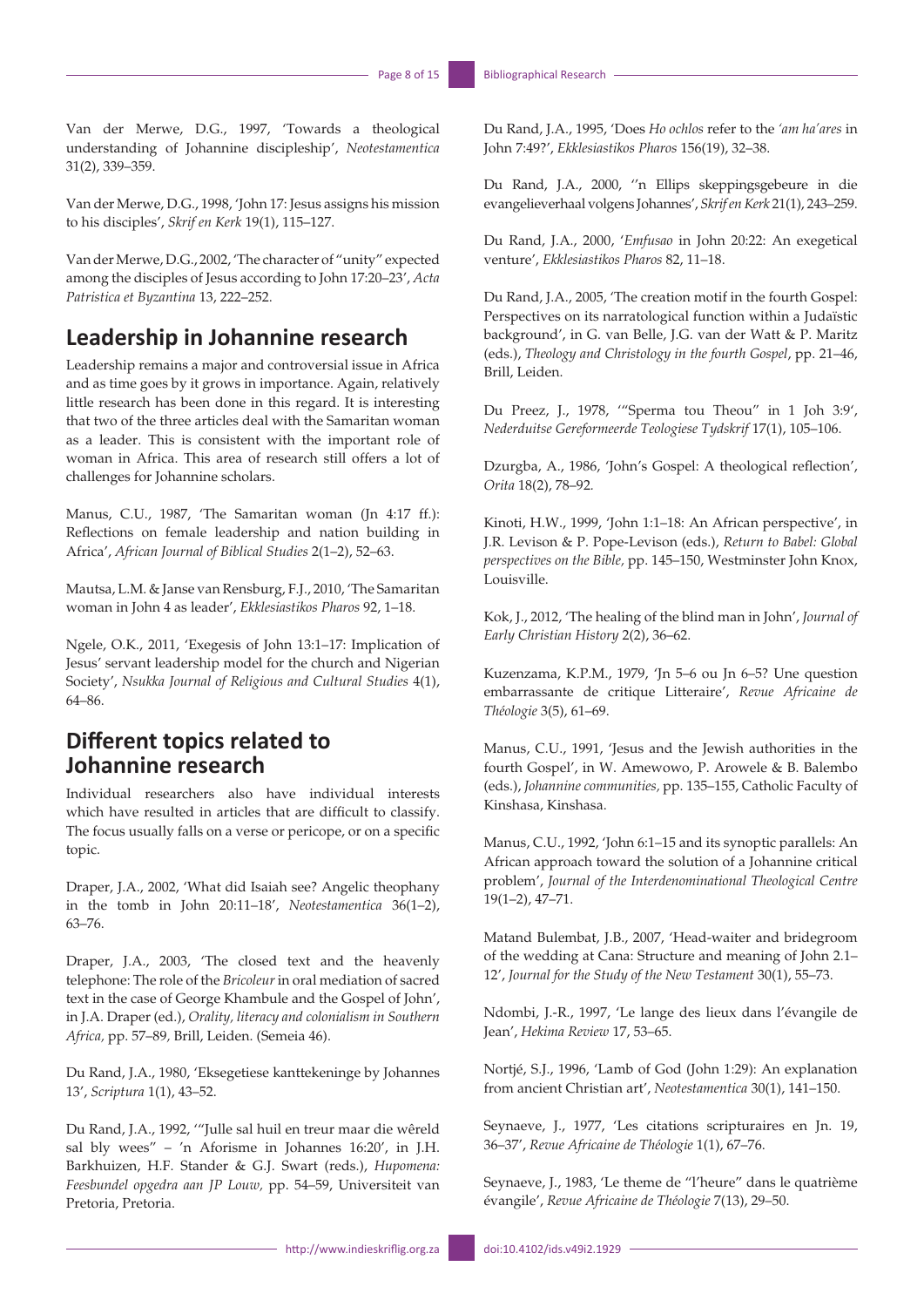Van der Merwe, D.G., 1997, 'Towards a theological understanding of Johannine discipleship', *Neotestamentica* 31(2), 339–359.

Van der Merwe, D.G., 1998, 'John 17: Jesus assigns his mission to his disciples', *Skrif en Kerk* 19(1), 115–127.

Van der Merwe, D.G., 2002, 'The character of "unity" expected among the disciples of Jesus according to John 17:20–23', *Acta Patristica et Byzantina* 13, 222–252.

## Leadership in Johannine research

Leadership remains a major and controversial issue in Africa and as time goes by it grows in importance. Again, relatively little research has been done in this regard. It is interesting that two of the three articles deal with the Samaritan woman as a leader. This is consistent with the important role of woman in Africa. This area of research still offers a lot of challenges for Johannine scholars.

Manus, C.U., 1987, 'The Samaritan woman (Jn 4:17 ff.): Reflections on female leadership and nation building in Africa', *African Journal of Biblical Studies* 2(1–2), 52–63.

Mautsa, L.M. & Janse van Rensburg, F.J., 2010, 'The Samaritan woman in John 4 as leader', *Ekklesiastikos Pharos* 92, 1–18.

Ngele, O.K., 2011, 'Exegesis of John 13:1–17: Implication of Jesus' servant leadership model for the church and Nigerian Society', *Nsukka Journal of Religious and Cultural Studies* 4(1), 64–86.

## Different topics related to Johannine research

Individual researchers also have individual interests which have resulted in articles that are difficult to classify. The focus usually falls on a verse or pericope, or on a specific topic.

Draper, J.A., 2002, 'What did Isaiah see? Angelic theophany in the tomb in John 20:11–18', *Neotestamentica* 36(1–2), 63–76.

Draper, J.A., 2003, 'The closed text and the heavenly telephone: The role of the *Bricoleur* in oral mediation of sacred text in the case of George Khambule and the Gospel of John', in J.A. Draper (ed.), *Orality, literacy and colonialism in Southern Africa,* pp. 57–89, Brill, Leiden. (Semeia 46).

Du Rand, J.A., 1980, 'Eksegetiese kanttekeninge by Johannes 13', *Scriptura* 1(1), 43–52.

Du Rand, J.A., 1992, '"Julle sal huil en treur maar die wêreld sal bly wees" – 'n Aforisme in Johannes 16:20', in J.H. Barkhuizen, H.F. Stander & G.J. Swart (reds.), *Hupomena: Feesbundel opgedra aan JP Louw,* pp. 54–59, Universiteit van Pretoria, Pretoria.

Du Rand, J.A., 1995, 'Does *Ho ochlos* refer to the *'am ha'ares* in John 7:49?', *Ekklesiastikos Pharos* 156(19), 32–38.

Du Rand, J.A., 2000, ''n Ellips skeppingsgebeure in die evangelieverhaal volgens Johannes', *Skrif en Kerk* 21(1), 243–259.

Du Rand, J.A., 2000, '*Emfusao* in John 20:22: An exegetical venture', *Ekklesiastikos Pharos* 82, 11–18.

Du Rand, J.A., 2005, 'The creation motif in the fourth Gospel: Perspectives on its narratological function within a Judaïstic background', in G. van Belle, J.G. van der Watt & P. Maritz (eds.), *Theology and Christology in the fourth Gospel*, pp. 21–46, Brill, Leiden.

Du Preez, J., 1978, '"Sperma tou Theou" in 1 Joh 3:9', *Nederduitse Gereformeerde Teologiese Tydskrif* 17(1), 105–106.

Dzurgba, A., 1986, 'John's Gospel: A theological reflection', *Orita* 18(2), 78–92.

Kinoti, H.W., 1999, 'John 1:1–18: An African perspective', in J.R. Levison & P. Pope-Levison (eds.), *Return to Babel: Global perspectives on the Bible,* pp. 145–150, Westminster John Knox, Louisville.

Kok, J., 2012, 'The healing of the blind man in John', *Journal of Early Christian History* 2(2), 36–62.

Kuzenzama, K.P.M., 1979, 'Jn 5–6 ou Jn 6–5? Une question embarrassante de critique Litteraire', *Revue Africaine de Théologie* 3(5), 61–69.

Manus, C.U., 1991, 'Jesus and the Jewish authorities in the fourth Gospel', in W. Amewowo, P. Arowele & B. Balembo (eds.), *Johannine communities,* pp. 135–155, Catholic Faculty of Kinshasa, Kinshasa.

Manus, C.U., 1992, 'John 6:1–15 and its synoptic parallels: An African approach toward the solution of a Johannine critical problem', *Journal of the Interdenominational Theological Centre* 19(1–2), 47–71.

Matand Bulembat, J.B., 2007, 'Head-waiter and bridegroom of the wedding at Cana: Structure and meaning of John 2.1–12', *Journal for the Study of the New Testament* 30(1), 55–73.

Ndombi, J.-R., 1997, 'Le lange des lieux dans l'évangile de Jean', *Hekima Review* 17, 53–65.

Nortjé, S.J., 1996, 'Lamb of God (John 1:29): An explanation from ancient Christian art', *Neotestamentica* 30(1), 141–150.

Seynaeve, J., 1977, 'Les citations scripturaires en Jn. 19, 36–37', *Revue Africaine de Théologie* 1(1), 67–76.

Seynaeve, J., 1983, 'Le theme de "l'heure" dans le quatrième évangile', *Revue Africaine de Théologie* 7(13), 29–50.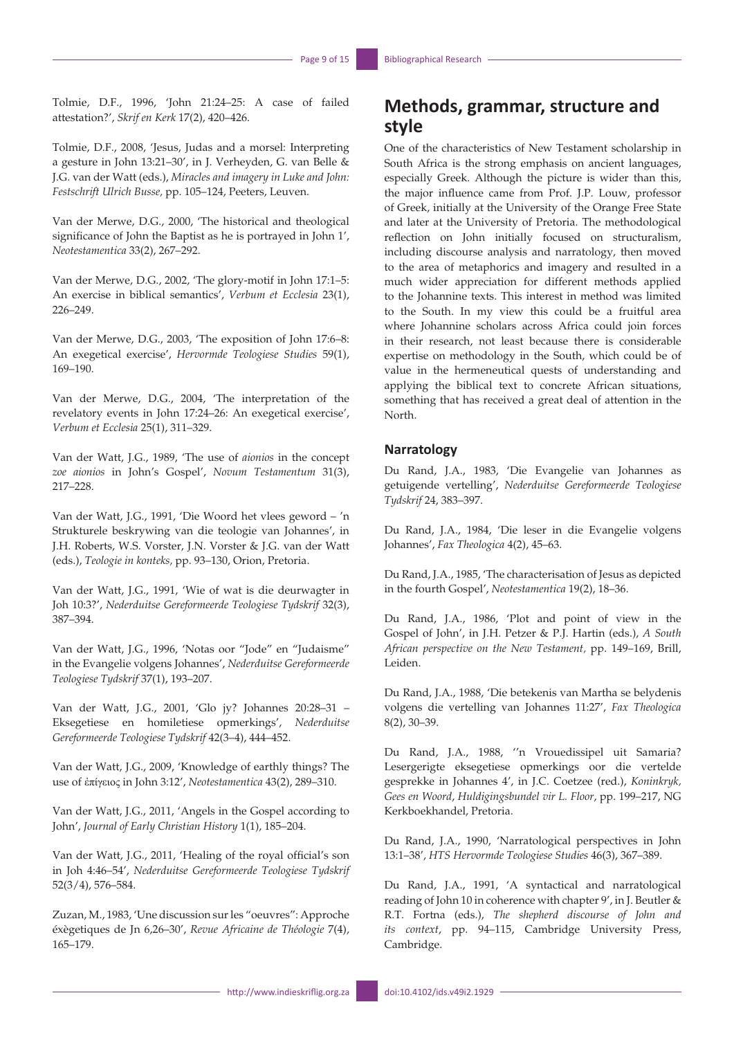Tolmie, D.F., 1996, 'John 21:24–25: A case of failed attestation?', *Skrif en Kerk* 17(2), 420–426.

Tolmie, D.F., 2008, 'Jesus, Judas and a morsel: Interpreting a gesture in John 13:21–30', in J. Verheyden, G. van Belle & J.G. van der Watt (eds.), *Miracles and imagery in Luke and John: Festschrift Ulrich Busse,* pp. 105–124, Peeters, Leuven.

Van der Merwe, D.G., 2000, 'The historical and theological significance of John the Baptist as he is portrayed in John 1', *Neotestamentica* 33(2), 267–292.

Van der Merwe, D.G., 2002, 'The glory-motif in John 17:1–5: An exercise in biblical semantics', *Verbum et Ecclesia* 23(1), 226–249.

Van der Merwe, D.G., 2003, 'The exposition of John 17:6–8: An exegetical exercise', *Hervormde Teologiese Studies* 59(1), 169–190.

Van der Merwe, D.G., 2004, 'The interpretation of the revelatory events in John 17:24–26: An exegetical exercise', *Verbum et Ecclesia* 25(1), 311–329.

Van der Watt, J.G., 1989, 'The use of *aionios* in the concept *zoe aionios* in John's Gospel', *Novum Testamentum* 31(3), 217–228.

Van der Watt, J.G., 1991, 'Die Woord het vlees geword – 'n Strukturele beskrywing van die teologie van Johannes', in J.H. Roberts, W.S. Vorster, J.N. Vorster & J.G. van der Watt (eds.), *Teologie in konteks,* pp. 93–130, Orion, Pretoria.

Van der Watt, J.G., 1991, 'Wie of wat is die deurwagter in Joh 10:3?', *Nederduitse Gereformeerde Teologiese Tydskrif* 32(3), 387–394.

Van der Watt, J.G., 1996, 'Notas oor "Jode" en "Judaisme" in the Evangelie volgens Johannes', *Nederduitse Gereformeerde Teologiese Tydskrif* 37(1), 193–207.

Van der Watt, J.G., 2001, 'Glo jy? Johannes 20:28–31 – Eksegetiese en homiletiese opmerkings', *Nederduitse Gereformeerde Teologiese Tydskrif* 42(3–4), 444–452.

Van der Watt, J.G., 2009, 'Knowledge of earthly things? The use of ἐπίγειος in John 3:12', *Neotestamentica* 43(2), 289–310.

Van der Watt, J.G., 2011, 'Angels in the Gospel according to John', *Journal of Early Christian History* 1(1), 185–204.

Van der Watt, J.G., 2011, 'Healing of the royal official's son in Joh 4:46–54', *Nederduitse Gereformeerde Teologiese Tydskrif* 52(3/4), 576–584.

Zuzan, M., 1983, 'Une discussion sur les "oeuvres": Approche éxègetiques de Jn 6,26–30', *Revue Africaine de Théologie* 7(4), 165–179.

## Methods, grammar, structure and style

One of the characteristics of New Testament scholarship in South Africa is the strong emphasis on ancient languages, especially Greek. Although the picture is wider than this, the major influence came from Prof. J.P. Louw, professor of Greek, initially at the University of the Orange Free State and later at the University of Pretoria. The methodological reflection on John initially focused on structuralism, including discourse analysis and narratology, then moved to the area of metaphorics and imagery and resulted in a much wider appreciation for different methods applied to the Johannine texts. This interest in method was limited to the South. In my view this could be a fruitful area where Johannine scholars across Africa could join forces in their research, not least because there is considerable expertise on methodology in the South, which could be of value in the hermeneutical quests of understanding and applying the biblical text to concrete African situations, something that has received a great deal of attention in the North.

### Narratology

Du Rand, J.A., 1983, 'Die Evangelie van Johannes as getuigende vertelling', *Nederduitse Gereformeerde Teologiese Tydskrif* 24, 383–397.

Du Rand, J.A., 1984, 'Die leser in die Evangelie volgens Johannes', *Fax Theologica* 4(2), 45–63.

Du Rand, J.A., 1985, 'The characterisation of Jesus as depicted in the fourth Gospel', *Neotestamentica* 19(2), 18–36.

Du Rand, J.A., 1986, 'Plot and point of view in the Gospel of John', in J.H. Petzer & P.J. Hartin (eds.), *A South African perspective on the New Testament,* pp. 149–169, Brill, Leiden.

Du Rand, J.A., 1988, 'Die betekenis van Martha se belydenis volgens die vertelling van Johannes 11:27', *Fax Theologica* 8(2), 30–39.

Du Rand, J.A., 1988, ''n Vrouedissipel uit Samaria? Lesergerigte eksegetiese opmerkings oor die vertelde gesprekke in Johannes 4', in J.C. Coetzee (red.), *Koninkryk, Gees en Woord*, *Huldigingsbundel vir L. Floor*, pp. 199–217, NG Kerkboekhandel, Pretoria.

Du Rand, J.A., 1990, 'Narratological perspectives in John 13:1–38', *HTS Hervormde Teologiese Studies* 46(3), 367–389.

Du Rand, J.A., 1991, 'A syntactical and narratological reading of John 10 in coherence with chapter 9', in J. Beutler & R.T. Fortna (eds.), *The shepherd discourse of John and its context*, pp. 94–115, Cambridge University Press, Cambridge.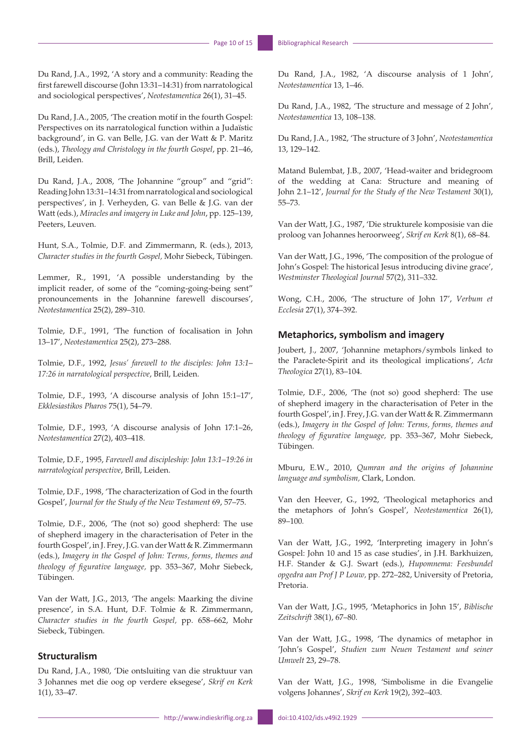Du Rand, J.A., 1992, 'A story and a community: Reading the first farewell discourse (John 13:31–14:31) from narratological and sociological perspectives', *Neotestamentica* 26(1), 31–45.

Du Rand, J.A., 2005, 'The creation motif in the fourth Gospel: Perspectives on its narratological function within a Judaïstic background', in G. van Belle, J.G. van der Watt & P. Maritz (eds.), *Theology and Christology in the fourth Gospel*, pp. 21–46, Brill, Leiden.

Du Rand, J.A., 2008, 'The Johannine "group" and "grid": Reading John 13:31–14:31 from narratological and sociological perspectives', in J. Verheyden, G. van Belle & J.G. van der Watt (eds.), *Miracles and imagery in Luke and John*, pp. 125–139, Peeters, Leuven.

Hunt, S.A., Tolmie, D.F. and Zimmermann, R. (eds.), 2013, *Character studies in the fourth Gospel,* Mohr Siebeck, Tübingen.

Lemmer, R., 1991, 'A possible understanding by the implicit reader, of some of the "coming-going-being sent" pronouncements in the Johannine farewell discourses', *Neotestamentica* 25(2), 289–310.

Tolmie, D.F., 1991, 'The function of focalisation in John 13–17', *Neotestamentica* 25(2), 273–288.

Tolmie, D.F., 1992, *Jesus' farewell to the disciples: John 13:1–17:26 in narratological perspective*, Brill, Leiden.

Tolmie, D.F., 1993, 'A discourse analysis of John 15:1–17', *Ekklesiastikos Pharos* 75(1), 54–79.

Tolmie, D.F., 1993, 'A discourse analysis of John 17:1–26, *Neotestamentica* 27(2), 403–418.

Tolmie, D.F., 1995, *Farewell and discipleship: John 13:1–19:26 in narratological perspective*, Brill, Leiden.

Tolmie, D.F., 1998, 'The characterization of God in the fourth Gospel', *Journal for the Study of the New Testament* 69, 57–75.

Tolmie, D.F., 2006, 'The (not so) good shepherd: The use of shepherd imagery in the characterisation of Peter in the fourth Gospel', in J. Frey, J.G. van der Watt & R. Zimmermann (eds.), *Imagery in the Gospel of John: Terms, forms, themes and theology of figurative language,* pp. 353–367, Mohr Siebeck, Tübingen.

Van der Watt, J.G., 2013, 'The angels: Maarking the divine presence', in S.A. Hunt, D.F. Tolmie & R. Zimmermann, *Character studies in the fourth Gospel,* pp. 658–662, Mohr Siebeck, Tübingen.

### Structuralism

Du Rand, J.A., 1980, 'Die ontsluiting van die struktuur van 3 Johannes met die oog op verdere eksegese', *Skrif en Kerk* 1(1), 33–47.

Du Rand, J.A., 1982, 'A discourse analysis of 1 John', *Neotestamentica* 13, 1–46.

Du Rand, J.A., 1982, 'The structure and message of 2 John', *Neotestamentica* 13, 108–138.

Du Rand, J.A., 1982, 'The structure of 3 John', *Neotestamentica* 13, 129–142.

Matand Bulembat, J.B., 2007, 'Head-waiter and bridegroom of the wedding at Cana: Structure and meaning of John 2.1–12', *Journal for the Study of the New Testament* 30(1), 55–73.

Van der Watt, J.G., 1987, 'Die strukturele komposisie van die proloog van Johannes heroorweeg', *Skrif en Kerk* 8(1), 68–84.

Van der Watt, J.G., 1996, 'The composition of the prologue of John's Gospel: The historical Jesus introducing divine grace', *Westminster Theological Journal* 57(2), 311–332.

Wong, C.H., 2006, 'The structure of John 17', *Verbum et Ecclesia* 27(1), 374–392.

### Metaphorics, symbolism and imagery

Joubert, J., 2007, 'Johannine metaphors/symbols linked to the Paraclete-Spirit and its theological implications', *Acta Theologica* 27(1), 83–104.

Tolmie, D.F., 2006, 'The (not so) good shepherd: The use of shepherd imagery in the characterisation of Peter in the fourth Gospel', in J. Frey, J.G. van der Watt & R. Zimmermann (eds.), *Imagery in the Gospel of John: Terms, forms, themes and theology of figurative language,* pp. 353–367, Mohr Siebeck, Tübingen.

Mburu, E.W., 2010, *Qumran and the origins of Johannine language and symbolism,* Clark, London.

Van den Heever, G., 1992, 'Theological metaphorics and the metaphors of John's Gospel', *Neotestamentica* 26(1), 89–100.

Van der Watt, J.G., 1992, 'Interpreting imagery in John's Gospel: John 10 and 15 as case studies', in J.H. Barkhuizen, H.F. Stander & G.J. Swart (eds.), *Hupomnema: Feesbundel opgedra aan Prof J P Louw,* pp. 272–282, University of Pretoria, Pretoria.

Van der Watt, J.G., 1995, 'Metaphorics in John 15', *Biblische Zeitschrift* 38(1), 67–80.

Van der Watt, J.G., 1998, 'The dynamics of metaphor in 'John's Gospel', *Studien zum Neuen Testament und seiner Umwelt* 23, 29–78.

Van der Watt, J.G., 1998, 'Simbolisme in die Evangelie volgens Johannes', *Skrif en Kerk* 19(2), 392–403.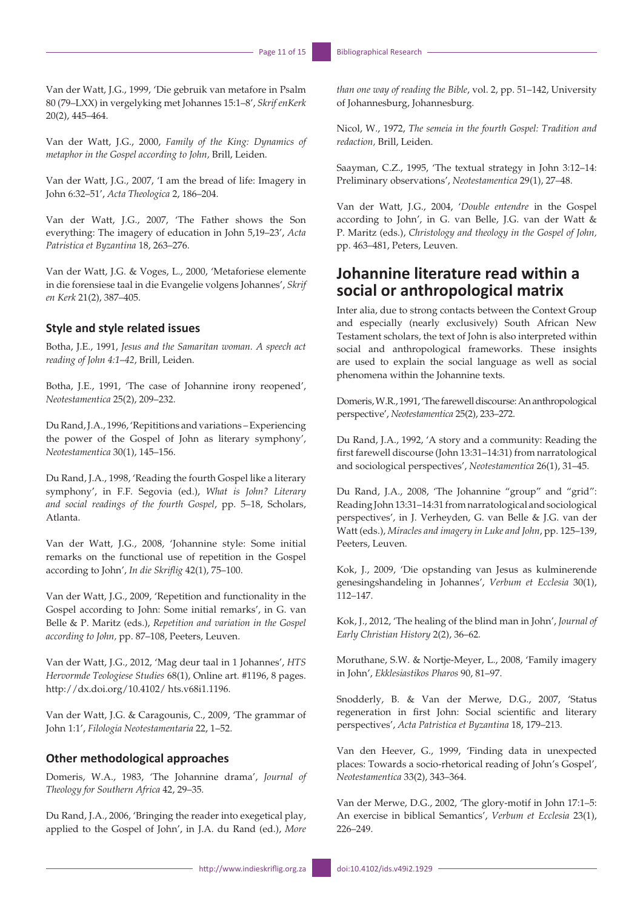Van der Watt, J.G., 1999, 'Die gebruik van metafore in Psalm 80 (79–LXX) in vergelyking met Johannes 15:1–8', *Skrif enKerk* 20(2), 445–464.

Van der Watt, J.G., 2000, *Family of the King: Dynamics of metaphor in the Gospel according to John,* Brill, Leiden.

Van der Watt, J.G., 2007, 'I am the bread of life: Imagery in John 6:32–51', *Acta Theologica* 2, 186–204.

Van der Watt, J.G., 2007, 'The Father shows the Son everything: The imagery of education in John 5,19–23', *Acta Patristica et Byzantina* 18, 263–276.

Van der Watt, J.G. & Voges, L., 2000, 'Metaforiese elemente in die forensiese taal in die Evangelie volgens Johannes', *Skrif en Kerk* 21(2), 387–405.

### Style and style related issues

Botha, J.E., 1991, *Jesus and the Samaritan woman. A speech act reading of John 4:1–42*, Brill, Leiden.

Botha, J.E., 1991, 'The case of Johannine irony reopened', *Neotestamentica* 25(2), 209–232.

Du Rand, J.A., 1996, 'Repititions and variations – Experiencing the power of the Gospel of John as literary symphony', *Neotestamentica* 30(1), 145–156.

Du Rand, J.A., 1998, 'Reading the fourth Gospel like a literary symphony', in F.F. Segovia (ed.), *What is John? Literary and social readings of the fourth Gospel*, pp. 5–18, Scholars, Atlanta.

Van der Watt, J.G., 2008, 'Johannine style: Some initial remarks on the functional use of repetition in the Gospel according to John', *In die Skriflig* 42(1), 75–100.

Van der Watt, J.G., 2009, 'Repetition and functionality in the Gospel according to John: Some initial remarks', in G. van Belle & P. Maritz (eds.), *Repetition and variation in the Gospel according to John,* pp. 87–108, Peeters, Leuven.

Van der Watt, J.G., 2012, 'Mag deur taal in 1 Johannes', *HTS Hervormde Teologiese Studies* 68(1), Online art. #1196, 8 pages. http://dx.doi.org/10.4102/ hts.v68i1.1196.

Van der Watt, J.G. & Caragounis, C., 2009, 'The grammar of John 1:1', *Filologia Neotestamentaria* 22, 1–52.

### Other methodological approaches

Domeris, W.A., 1983, 'The Johannine drama', *Journal of Theology for Southern Africa* 42, 29–35.

Du Rand, J.A., 2006, 'Bringing the reader into exegetical play, applied to the Gospel of John', in J.A. du Rand (ed.), *More than one way of reading the Bible*, vol. 2, pp. 51–142, University of Johannesburg, Johannesburg.

Nicol, W., 1972, *The semeia in the fourth Gospel: Tradition and redaction,* Brill, Leiden.

Saayman, C.Z., 1995, 'The textual strategy in John 3:12–14: Preliminary observations', *Neotestamentica* 29(1), 27–48.

Van der Watt, J.G., 2004, '*Double entendre* in the Gospel according to John', in G. van Belle, J.G. van der Watt & P. Maritz (eds.), *Christology and theology in the Gospel of John,* pp. 463–481, Peters, Leuven.

## Johannine literature read within a social or anthropological matrix

Inter alia, due to strong contacts between the Context Group and especially (nearly exclusively) South African New Testament scholars, the text of John is also interpreted within social and anthropological frameworks. These insights are used to explain the social language as well as social phenomena within the Johannine texts.

Domeris, W.R., 1991, 'The farewell discourse: An anthropological perspective', *Neotestamentica* 25(2), 233–272.

Du Rand, J.A., 1992, 'A story and a community: Reading the first farewell discourse (John 13:31–14:31) from narratological and sociological perspectives', *Neotestamentica* 26(1), 31–45.

Du Rand, J.A., 2008, 'The Johannine "group" and "grid": Reading John 13:31–14:31 from narratological and sociological perspectives', in J. Verheyden, G. van Belle & J.G. van der Watt (eds.), *Miracles and imagery in Luke and John*, pp. 125–139, Peeters, Leuven.

Kok, J., 2009, 'Die opstanding van Jesus as kulminerende genesingshandeling in Johannes', *Verbum et Ecclesia* 30(1), 112–147.

Kok, J., 2012, 'The healing of the blind man in John', *Journal of Early Christian History* 2(2), 36–62.

Moruthane, S.W. & Nortje-Meyer, L., 2008, 'Family imagery in John', *Ekklesiastikos Pharos* 90, 81–97.

Snodderly, B. & Van der Merwe, D.G., 2007, 'Status regeneration in first John: Social scientific and literary perspectives', *Acta Patristica et Byzantina* 18, 179–213.

Van den Heever, G., 1999, 'Finding data in unexpected places: Towards a socio-rhetorical reading of John's Gospel', *Neotestamentica* 33(2), 343–364.

Van der Merwe, D.G., 2002, 'The glory-motif in John 17:1–5: An exercise in biblical Semantics', *Verbum et Ecclesia* 23(1), 226–249.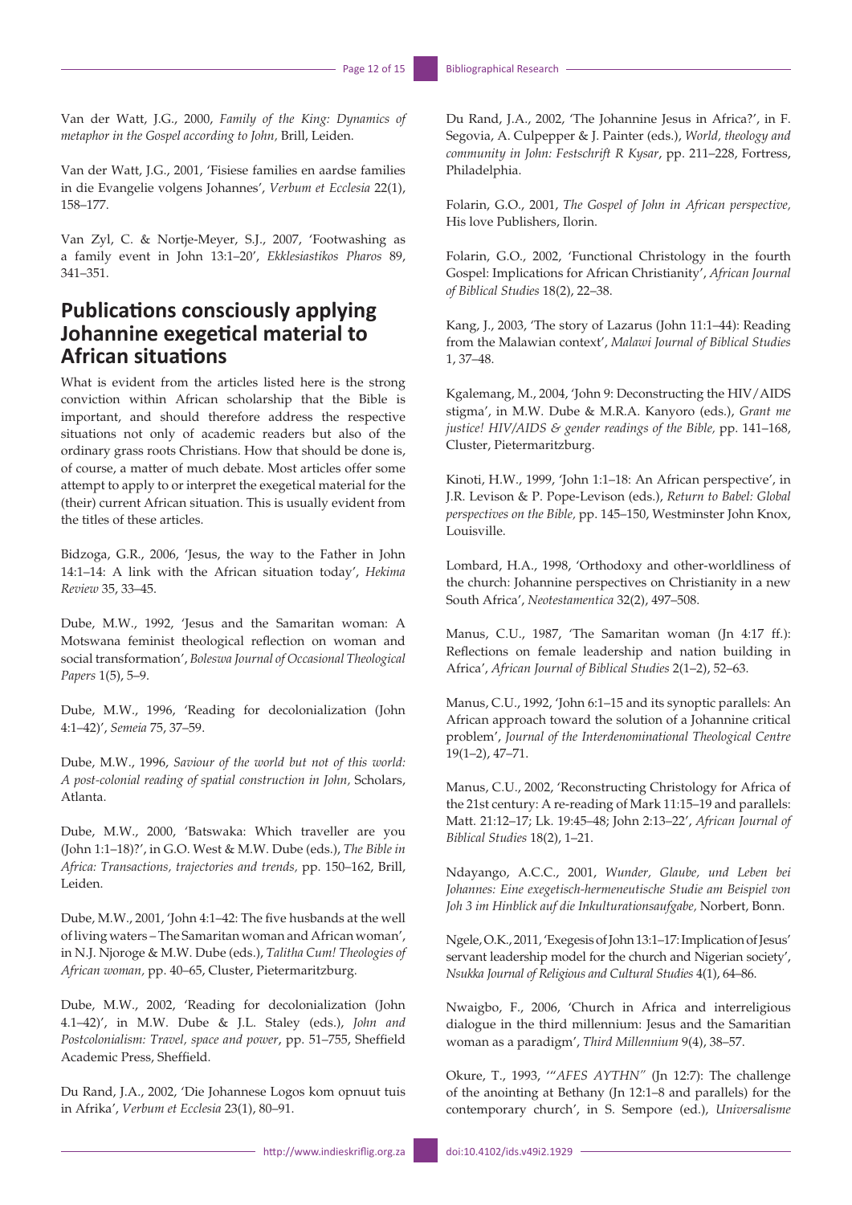Van der Watt, J.G., 2000, *Family of the King: Dynamics of metaphor in the Gospel according to John,* Brill, Leiden.

Van der Watt, J.G., 2001, 'Fisiese families en aardse families in die Evangelie volgens Johannes', *Verbum et Ecclesia* 22(1), 158–177.

Van Zyl, C. & Nortje-Meyer, S.J., 2007, 'Footwashing as a family event in John 13:1–20', *Ekklesiastikos Pharos* 89, 341–351.

## Publications consciously applying Johannine exegetical material to African situations

What is evident from the articles listed here is the strong conviction within African scholarship that the Bible is important, and should therefore address the respective situations not only of academic readers but also of the ordinary grass roots Christians. How that should be done is, of course, a matter of much debate. Most articles offer some attempt to apply to or interpret the exegetical material for the (their) current African situation. This is usually evident from the titles of these articles.

Bidzoga, G.R., 2006, 'Jesus, the way to the Father in John 14:1–14: A link with the African situation today', *Hekima Review* 35, 33–45.

Dube, M.W., 1992, 'Jesus and the Samaritan woman: A Motswana feminist theological reflection on woman and social transformation', *Boleswa Journal of Occasional Theological Papers* 1(5), 5–9.

Dube, M.W., 1996, 'Reading for decolonialization (John 4:1–42)', *Semeia* 75, 37–59.

Dube, M.W., 1996, *Saviour of the world but not of this world: A post-colonial reading of spatial construction in John,* Scholars, Atlanta.

Dube, M.W., 2000, 'Batswaka: Which traveller are you (John 1:1–18)?', in G.O. West & M.W. Dube (eds.), *The Bible in Africa: Transactions, trajectories and trends,* pp. 150–162, Brill, Leiden.

Dube, M.W., 2001, 'John 4:1–42: The five husbands at the well of living waters – The Samaritan woman and African woman', in N.J. Njoroge & M.W. Dube (eds.), *Talitha Cum! Theologies of African woman,* pp. 40–65, Cluster, Pietermaritzburg.

Dube, M.W., 2002, 'Reading for decolonialization (John 4.1–42)', in M.W. Dube & J.L. Staley (eds.), *John and Postcolonialism: Travel, space and power*, pp. 51–755, Sheffield Academic Press, Sheffield.

Du Rand, J.A., 2002, 'Die Johannese Logos kom opnuut tuis in Afrika', *Verbum et Ecclesia* 23(1), 80–91.

Du Rand, J.A., 2002, 'The Johannine Jesus in Africa?', in F. Segovia, A. Culpepper & J. Painter (eds.), *World, theology and community in John: Festschrift R Kysar*, pp. 211–228, Fortress, Philadelphia.

Folarin, G.O., 2001, *The Gospel of John in African perspective,* His love Publishers, Ilorin.

Folarin, G.O., 2002, 'Functional Christology in the fourth Gospel: Implications for African Christianity', *African Journal of Biblical Studies* 18(2), 22–38.

Kang, J., 2003, 'The story of Lazarus (John 11:1–44): Reading from the Malawian context', *Malawi Journal of Biblical Studies* 1, 37–48.

Kgalemang, M., 2004, 'John 9: Deconstructing the HIV/AIDS stigma', in M.W. Dube & M.R.A. Kanyoro (eds.), *Grant me justice! HIV/AIDS & gender readings of the Bible,* pp. 141–168, Cluster, Pietermaritzburg.

Kinoti, H.W., 1999, 'John 1:1–18: An African perspective', in J.R. Levison & P. Pope-Levison (eds.), *Return to Babel: Global perspectives on the Bible,* pp. 145–150, Westminster John Knox, Louisville.

Lombard, H.A., 1998, 'Orthodoxy and other-worldliness of the church: Johannine perspectives on Christianity in a new South Africa', *Neotestamentica* 32(2), 497–508.

Manus, C.U., 1987, 'The Samaritan woman (Jn 4:17 ff.): Reflections on female leadership and nation building in Africa', *African Journal of Biblical Studies* 2(1–2), 52–63.

Manus, C.U., 1992, 'John 6:1–15 and its synoptic parallels: An African approach toward the solution of a Johannine critical problem', *Journal of the Interdenominational Theological Centre* 19(1–2), 47–71.

Manus, C.U., 2002, 'Reconstructing Christology for Africa of the 21st century: A re-reading of Mark 11:15–19 and parallels: Matt. 21:12–17; Lk. 19:45–48; John 2:13–22', *African Journal of Biblical Studies* 18(2), 1–21.

Ndayango, A.C.C., 2001, *Wunder, Glaube, und Leben bei Johannes: Eine exegetisch-hermeneutische Studie am Beispiel von Joh 3 im Hinblick auf die Inkulturationsaufgabe,* Norbert, Bonn.

Ngele, O.K., 2011, 'Exegesis of John 13:1–17: Implication of Jesus' servant leadership model for the church and Nigerian society', *Nsukka Journal of Religious and Cultural Studies* 4(1), 64–86.

Nwaigbo, F., 2006, 'Church in Africa and interreligious dialogue in the third millennium: Jesus and the Samaritian woman as a paradigm', *Third Millennium* 9(4), 38–57.

Okure, T., 1993, '"*AFES AYTHN"* (Jn 12:7): The challenge of the anointing at Bethany (Jn 12:1–8 and parallels) for the contemporary church', in S. Sempore (ed.), *Universalisme*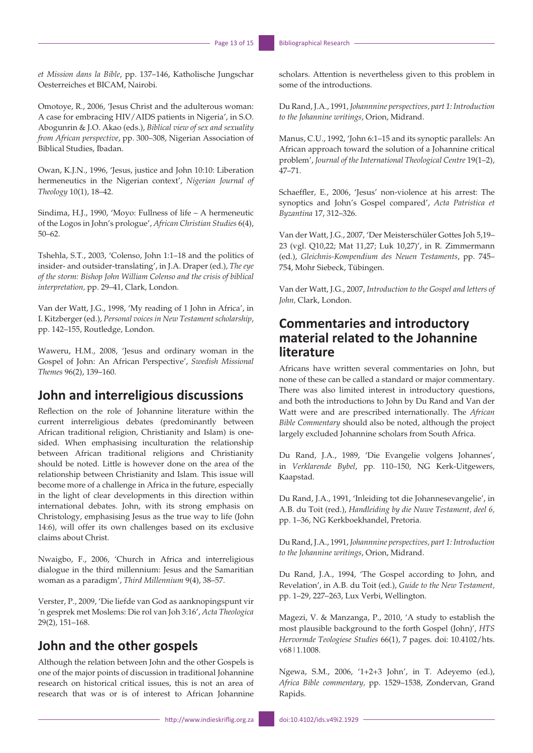*et Mission dans la Bible*, pp. 137–146, Katholische Jungschar Oesterreiches et BICAM, Nairobi.

Omotoye, R., 2006, 'Jesus Christ and the adulterous woman: A case for embracing HIV/AIDS patients in Nigeria', in S.O. Abogunrin & J.O. Akao (eds.), *Biblical view of sex and sexuality from African perspective*, pp. 300–308, Nigerian Association of Biblical Studies, Ibadan.

Owan, K.J.N., 1996, 'Jesus, justice and John 10:10: Liberation hermeneutics in the Nigerian context', *Nigerian Journal of Theology* 10(1), 18–42.

Sindima, H.J., 1990, 'Moyo: Fullness of life – A hermeneutic of the Logos in John's prologue', *African Christian Studies* 6(4), 50–62.

Tshehla, S.T., 2003, 'Colenso, John 1:1–18 and the politics of insider- and outsider-translating', in J.A. Draper (ed.), *The eye of the storm: Bishop John William Colenso and the crisis of biblical interpretation,* pp. 29–41, Clark, London.

Van der Watt, J.G., 1998, 'My reading of 1 John in Africa', in I. Kitzberger (ed.), *Personal voices in New Testament scholarship*, pp. 142–155, Routledge, London.

Waweru, H.M., 2008, 'Jesus and ordinary woman in the Gospel of John: An African Perspective', *Swedish Missional Themes* 96(2), 139–160.

## John and interreligious discussions

Reflection on the role of Johannine literature within the current interreligious debates (predominantly between African traditional religion, Christianity and Islam) is one-sided. When emphasising inculturation the relationship between African traditional religions and Christianity should be noted. Little is however done on the area of the relationship between Christianity and Islam. This issue will become more of a challenge in Africa in the future, especially in the light of clear developments in this direction within international debates. John, with its strong emphasis on Christology, emphasising Jesus as the true way to life (John 14:6), will offer its own challenges based on its exclusive claims about Christ.

Nwaigbo, F., 2006, 'Church in Africa and interreligious dialogue in the third millennium: Jesus and the Samaritian woman as a paradigm', *Third Millennium* 9(4), 38–57.

Verster, P., 2009, 'Die liefde van God as aanknopingspunt vir 'n gesprek met Moslems: Die rol van Joh 3:16', *Acta Theologica* 29(2), 151–168.

## John and the other gospels

Although the relation between John and the other Gospels is one of the major points of discussion in traditional Johannine research on historical critical issues, this is not an area of research that was or is of interest to African Johannine scholars. Attention is nevertheless given to this problem in some of the introductions.

Du Rand, J.A., 1991, *Johannnine perspectives, part 1: Introduction to the Johannine writings*, Orion, Midrand.

Manus, C.U., 1992, 'John 6:1–15 and its synoptic parallels: An African approach toward the solution of a Johannine critical problem', *Journal of the International Theological Centre* 19(1–2), 47–71.

Schaeffler, E., 2006, 'Jesus' non-violence at his arrest: The synoptics and John's Gospel compared', *Acta Patristica et Byzantina* 17, 312–326.

Van der Watt, J.G., 2007, 'Der Meisterschüler Gottes Joh 5,19–23 (vgl. Q10,22; Mat 11,27; Luk 10,27)', in R. Zimmermann (ed.), *Gleichnis-Kompendium des Neuen Testaments*, pp. 745–754, Mohr Siebeck, Tübingen.

Van der Watt, J.G., 2007, *Introduction to the Gospel and letters of John,* Clark, London.

## Commentaries and introductory material related to the Johannine literature

Africans have written several commentaries on John, but none of these can be called a standard or major commentary. There was also limited interest in introductory questions, and both the introductions to John by Du Rand and Van der Watt were and are prescribed internationally. The *African Bible Commentary* should also be noted, although the project largely excluded Johannine scholars from South Africa.

Du Rand, J.A., 1989, 'Die Evangelie volgens Johannes', in *Verklarende Bybel*, pp. 110–150, NG Kerk-Uitgewers, Kaapstad.

Du Rand, J.A., 1991, 'Inleiding tot die Johannesevangelie', in A.B. du Toit (red.), *Handleiding by die Nuwe Testament, deel 6,* pp. 1–36, NG Kerkboekhandel, Pretoria.

Du Rand, J.A., 1991, *Johannnine perspectives, part 1: Introduction to the Johannine writings*, Orion, Midrand.

Du Rand, J.A., 1994, 'The Gospel according to John, and Revelation', in A.B. du Toit (ed.), *Guide to the New Testament,* pp. 1–29, 227–263, Lux Verbi, Wellington.

Magezi, V. & Manzanga, P., 2010, 'A study to establish the most plausible background to the forth Gospel (John)', *HTS Hervormde Teologiese Studies* 66(1), 7 pages. doi: 10.4102/hts.v68 | 1.1008.

Ngewa, S.M., 2006, '1+2+3 John', in T. Adeyemo (ed.), *Africa Bible commentary,* pp. 1529–1538, Zondervan, Grand Rapids.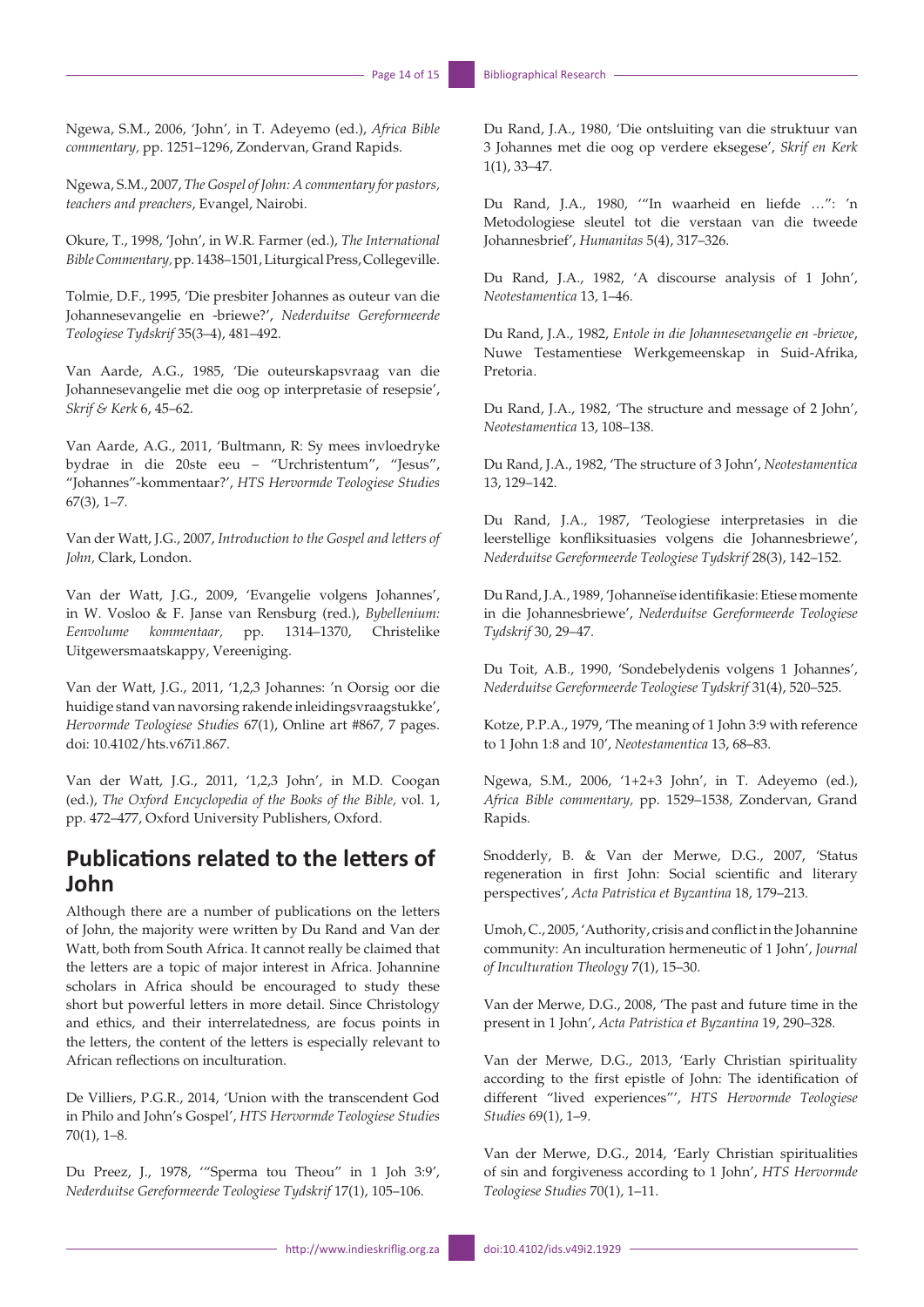Ngewa, S.M., 2006, 'John', in T. Adeyemo (ed.), *Africa Bible commentary,* pp. 1251–1296, Zondervan, Grand Rapids.

Ngewa, S.M., 2007, *The Gospel of John: A commentary for pastors, teachers and preachers*, Evangel, Nairobi.

Okure, T., 1998, 'John', in W.R. Farmer (ed.), *The International Bible Commentary,* pp. 1438–1501, Liturgical Press, Collegeville.

Tolmie, D.F., 1995, 'Die presbiter Johannes as outeur van die Johannesevangelie en -briewe?', *Nederduitse Gereformeerde Teologiese Tydskrif* 35(3–4), 481–492.

Van Aarde, A.G., 1985, 'Die outeurskapsvraag van die Johannesevangelie met die oog op interpretasie of resepsie', *Skrif & Kerk* 6, 45–62.

Van Aarde, A.G., 2011, 'Bultmann, R: Sy mees invloedryke bydrae in die 20ste eeu – "Urchristentum", "Jesus", "Johannes"-kommentaar?', *HTS Hervormde Teologiese Studies* 67(3), 1–7.

Van der Watt, J.G., 2007, *Introduction to the Gospel and letters of John,* Clark, London.

Van der Watt, J.G., 2009, 'Evangelie volgens Johannes', in W. Vosloo & F. Janse van Rensburg (red.), *Bybellenium: Eenvolume kommentaar,* pp. 1314–1370, Christelike Uitgewersmaatskappy, Vereeniging.

Van der Watt, J.G., 2011, '1,2,3 Johannes: 'n Oorsig oor die huidige stand van navorsing rakende inleidingsvraagstukke', *Hervormde Teologiese Studies* 67(1), Online art #867, 7 pages. doi: 10.4102/hts.v67i1.867.

Van der Watt, J.G., 2011, '1,2,3 John', in M.D. Coogan (ed.), *The Oxford Encyclopedia of the Books of the Bible,* vol. 1, pp. 472–477, Oxford University Publishers, Oxford.

## Publications related to the letters of John

Although there are a number of publications on the letters of John, the majority were written by Du Rand and Van der Watt, both from South Africa. It cannot really be claimed that the letters are a topic of major interest in Africa. Johannine scholars in Africa should be encouraged to study these short but powerful letters in more detail. Since Christology and ethics, and their interrelatedness, are focus points in the letters, the content of the letters is especially relevant to African reflections on inculturation.

De Villiers, P.G.R., 2014, 'Union with the transcendent God in Philo and John's Gospel', *HTS Hervormde Teologiese Studies* 70(1), 1–8.

Du Preez, J., 1978, '"Sperma tou Theou" in 1 Joh 3:9', *Nederduitse Gereformeerde Teologiese Tydskrif* 17(1), 105–106.

Du Rand, J.A., 1980, 'Die ontsluiting van die struktuur van 3 Johannes met die oog op verdere eksegese', *Skrif en Kerk* 1(1), 33–47.

Du Rand, J.A., 1980, '"In waarheid en liefde …": 'n Metodologiese sleutel tot die verstaan van die tweede Johannesbrief', *Humanitas* 5(4), 317–326.

Du Rand, J.A., 1982, 'A discourse analysis of 1 John', *Neotestamentica* 13, 1–46.

Du Rand, J.A., 1982, *Entole in die Johannesevangelie en -briewe*, Nuwe Testamentiese Werkgemeenskap in Suid-Afrika, Pretoria.

Du Rand, J.A., 1982, 'The structure and message of 2 John', *Neotestamentica* 13, 108–138.

Du Rand, J.A., 1982, 'The structure of 3 John', *Neotestamentica* 13, 129–142.

Du Rand, J.A., 1987, 'Teologiese interpretasies in die leerstellige konfliksituasies volgens die Johannesbriewe', *Nederduitse Gereformeerde Teologiese Tydskrif* 28(3), 142–152.

Du Rand, J.A., 1989, 'Johanneïse identifikasie: Etiese momente in die Johannesbriewe', *Nederduitse Gereformeerde Teologiese Tydskrif* 30, 29–47.

Du Toit, A.B., 1990, 'Sondebelydenis volgens 1 Johannes', *Nederduitse Gereformeerde Teologiese Tydskrif* 31(4), 520–525.

Kotze, P.P.A., 1979, 'The meaning of 1 John 3:9 with reference to 1 John 1:8 and 10', *Neotestamentica* 13, 68–83.

Ngewa, S.M., 2006, '1+2+3 John', in T. Adeyemo (ed.), *Africa Bible commentary,* pp. 1529–1538, Zondervan, Grand Rapids.

Snodderly, B. & Van der Merwe, D.G., 2007, 'Status regeneration in first John: Social scientific and literary perspectives', *Acta Patristica et Byzantina* 18, 179–213.

Umoh, C., 2005, 'Authority, crisis and conflict in the Johannine community: An inculturation hermeneutic of 1 John', *Journal of Inculturation Theology* 7(1), 15–30.

Van der Merwe, D.G., 2008, 'The past and future time in the present in 1 John', *Acta Patristica et Byzantina* 19, 290–328.

Van der Merwe, D.G., 2013, 'Early Christian spirituality according to the first epistle of John: The identification of different "lived experiences"', *HTS Hervormde Teologiese Studies* 69(1), 1–9.

Van der Merwe, D.G., 2014, 'Early Christian spiritualities of sin and forgiveness according to 1 John', *HTS Hervormde Teologiese Studies* 70(1), 1–11.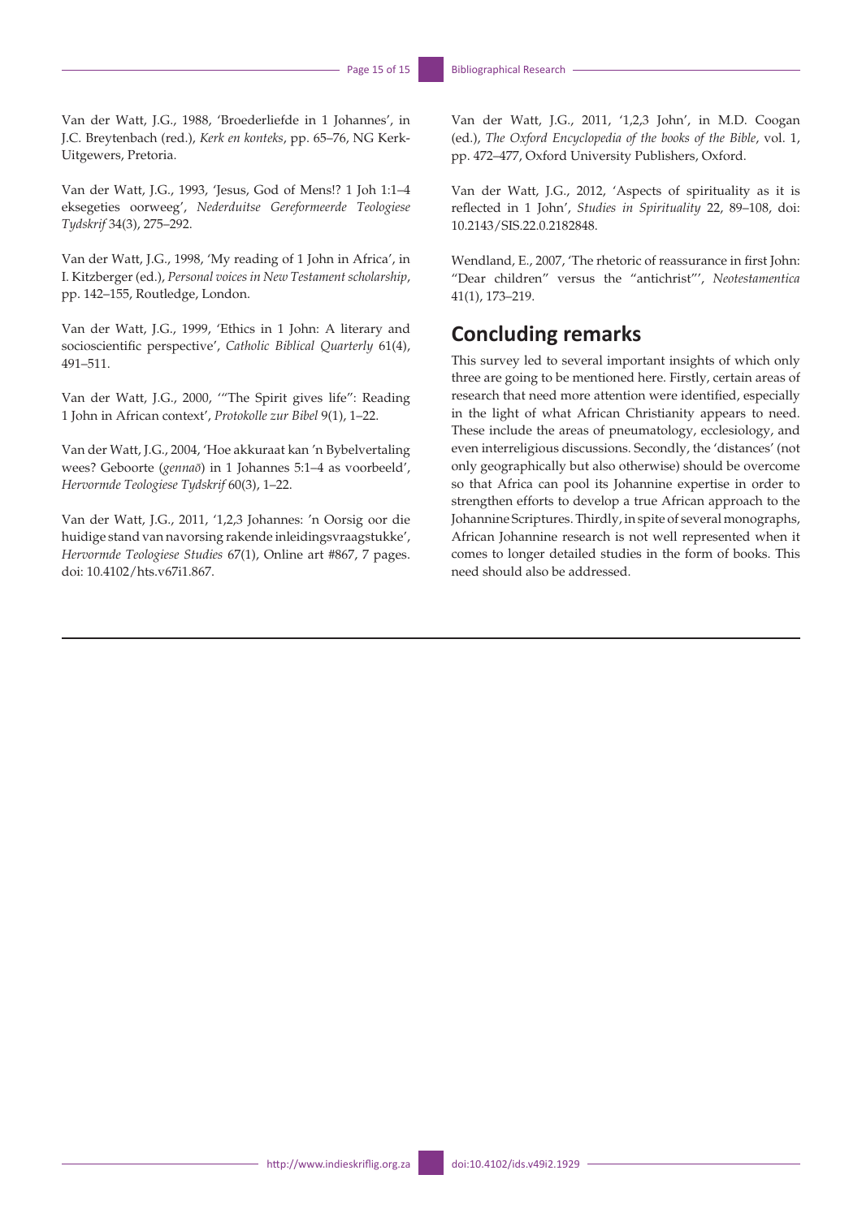Van der Watt, J.G., 1988, 'Broederliefde in 1 Johannes', in J.C. Breytenbach (red.), *Kerk en konteks*, pp. 65–76, NG Kerk-Uitgewers, Pretoria.

Van der Watt, J.G., 1993, 'Jesus, God of Mens!? 1 Joh 1:1–4 eksegeties oorweeg', *Nederduitse Gereformeerde Teologiese Tydskrif* 34(3), 275–292.

Van der Watt, J.G., 1998, 'My reading of 1 John in Africa', in I. Kitzberger (ed.), *Personal voices in New Testament scholarship*, pp. 142–155, Routledge, London.

Van der Watt, J.G., 1999, 'Ethics in 1 John: A literary and socioscientific perspective', *Catholic Biblical Quarterly* 61(4), 491–511.

Van der Watt, J.G., 2000, '"The Spirit gives life": Reading 1 John in African context', *Protokolle zur Bibel* 9(1), 1–22.

Van der Watt, J.G., 2004, 'Hoe akkuraat kan 'n Bybelvertaling wees? Geboorte (*gennaō*) in 1 Johannes 5:1–4 as voorbeeld', *Hervormde Teologiese Tydskrif* 60(3), 1–22.

Van der Watt, J.G., 2011, '1,2,3 Johannes: 'n Oorsig oor die huidige stand van navorsing rakende inleidingsvraagstukke', *Hervormde Teologiese Studies* 67(1), Online art #867, 7 pages. doi: 10.4102/hts.v67i1.867.

Van der Watt, J.G., 2011, '1,2,3 John', in M.D. Coogan (ed.), *The Oxford Encyclopedia of the books of the Bible*, vol. 1, pp. 472–477, Oxford University Publishers, Oxford.

Van der Watt, J.G., 2012, 'Aspects of spirituality as it is reflected in 1 John', *Studies in Spirituality* 22, 89–108, doi: 10.2143/SIS.22.0.2182848.

Wendland, E., 2007, 'The rhetoric of reassurance in first John: "Dear children" versus the "antichrist"', *Neotestamentica* 41(1), 173–219.

## Concluding remarks

This survey led to several important insights of which only three are going to be mentioned here. Firstly, certain areas of research that need more attention were identified, especially in the light of what African Christianity appears to need. These include the areas of pneumatology, ecclesiology, and even interreligious discussions. Secondly, the 'distances' (not only geographically but also otherwise) should be overcome so that Africa can pool its Johannine expertise in order to strengthen efforts to develop a true African approach to the Johannine Scriptures. Thirdly, in spite of several monographs, African Johannine research is not well represented when it comes to longer detailed studies in the form of books. This need should also be addressed.